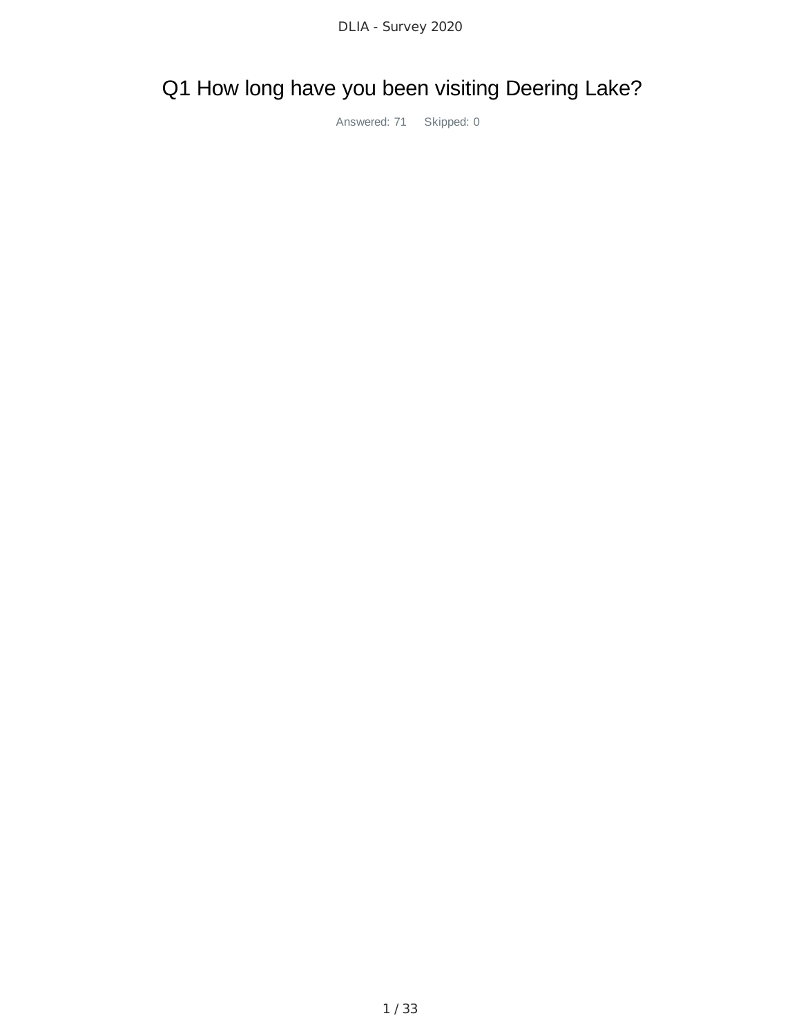# Q1 How long have you been visiting Deering Lake?

Answered: 71 Skipped: 0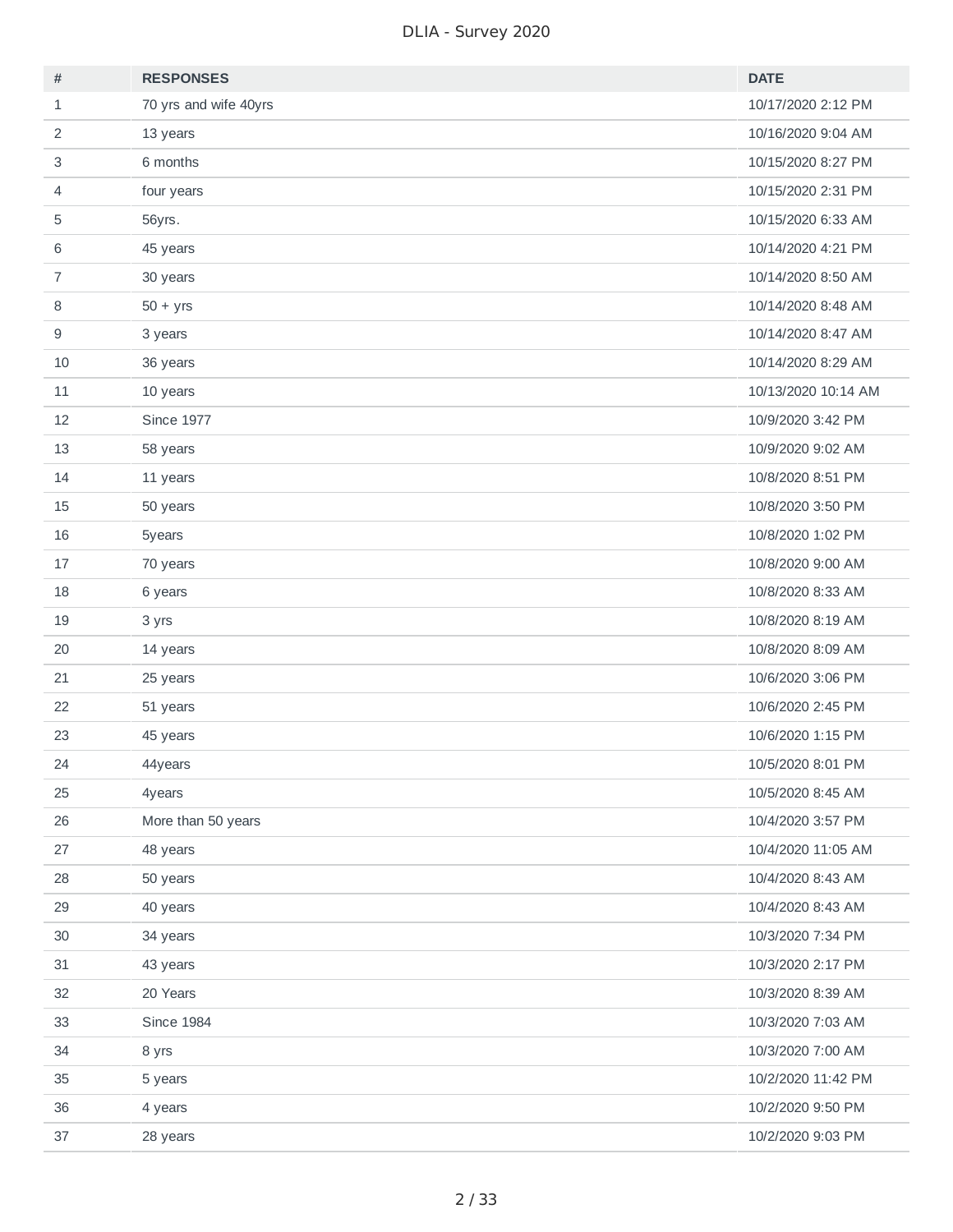| # | RESPONSES | DATE |
|---|---|---|
| 1 | 70 yrs and wife 40yrs | 10/17/2020 2:12 PM |
| 2 | 13 years | 10/16/2020 9:04 AM |
| 3 | 6 months | 10/15/2020 8:27 PM |
| 4 | four years | 10/15/2020 2:31 PM |
| 5 | 56yrs. | 10/15/2020 6:33 AM |
| 6 | 45 years | 10/14/2020 4:21 PM |
| 7 | 30 years | 10/14/2020 8:50 AM |
| 8 | 50 + yrs | 10/14/2020 8:48 AM |
| 9 | 3 years | 10/14/2020 8:47 AM |
| 10 | 36 years | 10/14/2020 8:29 AM |
| 11 | 10 years | 10/13/2020 10:14 AM |
| 12 | Since 1977 | 10/9/2020 3:42 PM |
| 13 | 58 years | 10/9/2020 9:02 AM |
| 14 | 11 years | 10/8/2020 8:51 PM |
| 15 | 50 years | 10/8/2020 3:50 PM |
| 16 | 5years | 10/8/2020 1:02 PM |
| 17 | 70 years | 10/8/2020 9:00 AM |
| 18 | 6 years | 10/8/2020 8:33 AM |
| 19 | 3 yrs | 10/8/2020 8:19 AM |
| 20 | 14 years | 10/8/2020 8:09 AM |
| 21 | 25 years | 10/6/2020 3:06 PM |
| 22 | 51 years | 10/6/2020 2:45 PM |
| 23 | 45 years | 10/6/2020 1:15 PM |
| 24 | 44years | 10/5/2020 8:01 PM |
| 25 | 4years | 10/5/2020 8:45 AM |
| 26 | More than 50 years | 10/4/2020 3:57 PM |
| 27 | 48 years | 10/4/2020 11:05 AM |
| 28 | 50 years | 10/4/2020 8:43 AM |
| 29 | 40 years | 10/4/2020 8:43 AM |
| 30 | 34 years | 10/3/2020 7:34 PM |
| 31 | 43 years | 10/3/2020 2:17 PM |
| 32 | 20 Years | 10/3/2020 8:39 AM |
| 33 | Since 1984 | 10/3/2020 7:03 AM |
| 34 | 8 yrs | 10/3/2020 7:00 AM |
| 35 | 5 years | 10/2/2020 11:42 PM |
| 36 | 4 years | 10/2/2020 9:50 PM |
| 37 | 28 years | 10/2/2020 9:03 PM |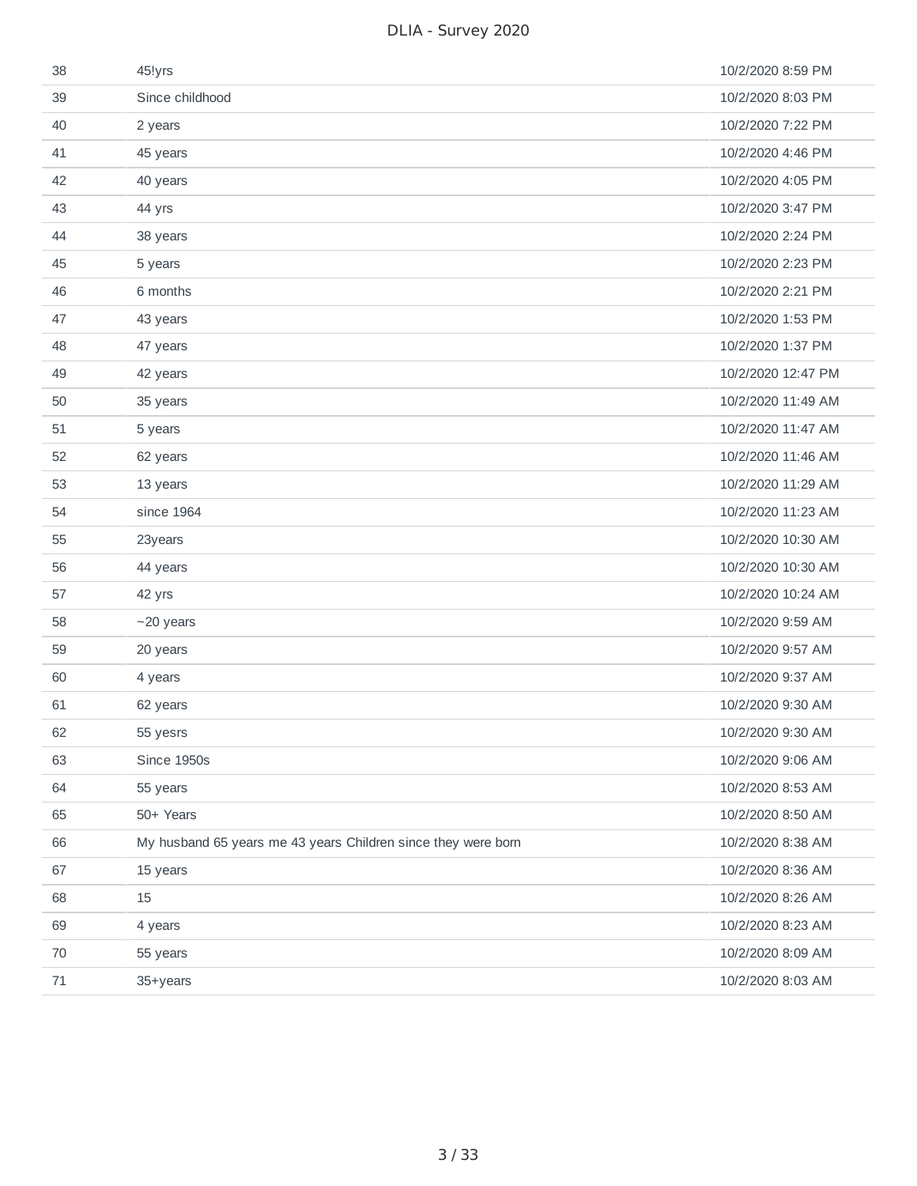| | | |
|---|---|---|
| 38 | 45!yrs | 10/2/2020 8:59 PM |
| 39 | Since childhood | 10/2/2020 8:03 PM |
| 40 | 2 years | 10/2/2020 7:22 PM |
| 41 | 45 years | 10/2/2020 4:46 PM |
| 42 | 40 years | 10/2/2020 4:05 PM |
| 43 | 44 yrs | 10/2/2020 3:47 PM |
| 44 | 38 years | 10/2/2020 2:24 PM |
| 45 | 5 years | 10/2/2020 2:23 PM |
| 46 | 6 months | 10/2/2020 2:21 PM |
| 47 | 43 years | 10/2/2020 1:53 PM |
| 48 | 47 years | 10/2/2020 1:37 PM |
| 49 | 42 years | 10/2/2020 12:47 PM |
| 50 | 35 years | 10/2/2020 11:49 AM |
| 51 | 5 years | 10/2/2020 11:47 AM |
| 52 | 62 years | 10/2/2020 11:46 AM |
| 53 | 13 years | 10/2/2020 11:29 AM |
| 54 | since 1964 | 10/2/2020 11:23 AM |
| 55 | 23years | 10/2/2020 10:30 AM |
| 56 | 44 years | 10/2/2020 10:30 AM |
| 57 | 42 yrs | 10/2/2020 10:24 AM |
| 58 | ~20 years | 10/2/2020 9:59 AM |
| 59 | 20 years | 10/2/2020 9:57 AM |
| 60 | 4 years | 10/2/2020 9:37 AM |
| 61 | 62 years | 10/2/2020 9:30 AM |
| 62 | 55 yesrs | 10/2/2020 9:30 AM |
| 63 | Since 1950s | 10/2/2020 9:06 AM |
| 64 | 55 years | 10/2/2020 8:53 AM |
| 65 | 50+ Years | 10/2/2020 8:50 AM |
| 66 | My husband 65 years me 43 years Children since they were born | 10/2/2020 8:38 AM |
| 67 | 15 years | 10/2/2020 8:36 AM |
| 68 | 15 | 10/2/2020 8:26 AM |
| 69 | 4 years | 10/2/2020 8:23 AM |
| 70 | 55 years | 10/2/2020 8:09 AM |
| 71 | 35+years | 10/2/2020 8:03 AM |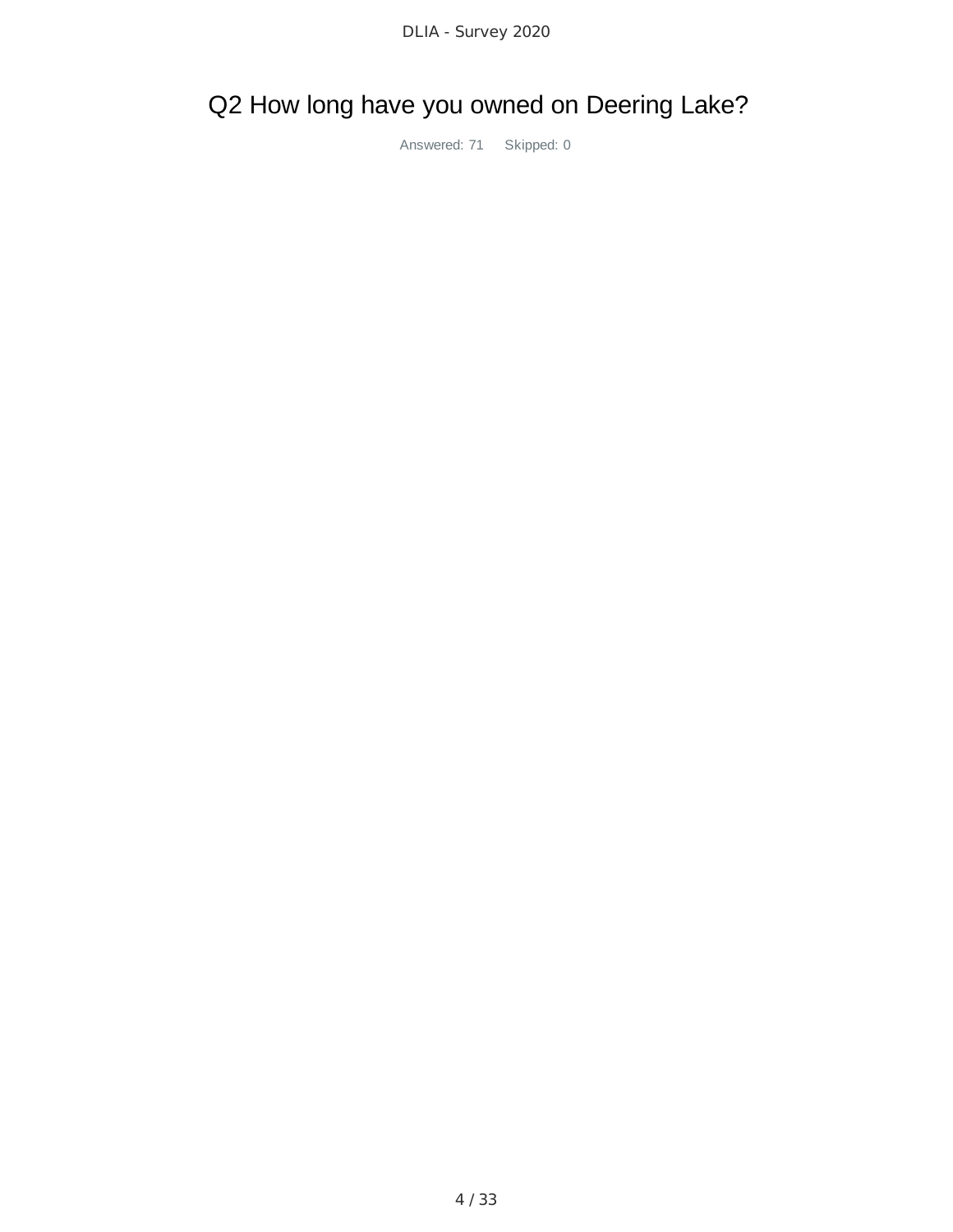## Q2 How long have you owned on Deering Lake?

Answered: 71 Skipped: 0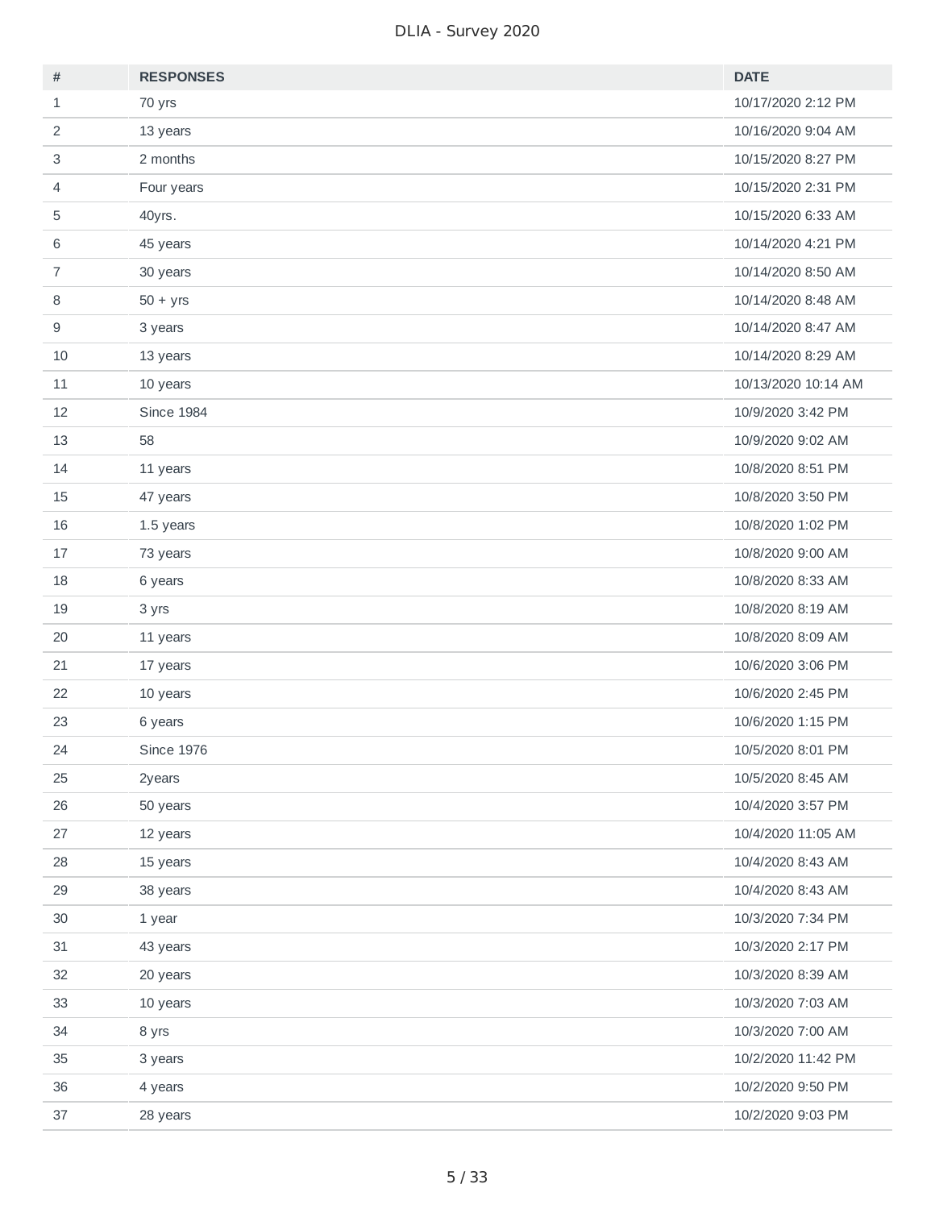| # | RESPONSES | DATE |
|---|---|---|
| 1 | 70 yrs | 10/17/2020 2:12 PM |
| 2 | 13 years | 10/16/2020 9:04 AM |
| 3 | 2 months | 10/15/2020 8:27 PM |
| 4 | Four years | 10/15/2020 2:31 PM |
| 5 | 40yrs. | 10/15/2020 6:33 AM |
| 6 | 45 years | 10/14/2020 4:21 PM |
| 7 | 30 years | 10/14/2020 8:50 AM |
| 8 | 50 + yrs | 10/14/2020 8:48 AM |
| 9 | 3 years | 10/14/2020 8:47 AM |
| 10 | 13 years | 10/14/2020 8:29 AM |
| 11 | 10 years | 10/13/2020 10:14 AM |
| 12 | Since 1984 | 10/9/2020 3:42 PM |
| 13 | 58 | 10/9/2020 9:02 AM |
| 14 | 11 years | 10/8/2020 8:51 PM |
| 15 | 47 years | 10/8/2020 3:50 PM |
| 16 | 1.5 years | 10/8/2020 1:02 PM |
| 17 | 73 years | 10/8/2020 9:00 AM |
| 18 | 6 years | 10/8/2020 8:33 AM |
| 19 | 3 yrs | 10/8/2020 8:19 AM |
| 20 | 11 years | 10/8/2020 8:09 AM |
| 21 | 17 years | 10/6/2020 3:06 PM |
| 22 | 10 years | 10/6/2020 2:45 PM |
| 23 | 6 years | 10/6/2020 1:15 PM |
| 24 | Since 1976 | 10/5/2020 8:01 PM |
| 25 | 2years | 10/5/2020 8:45 AM |
| 26 | 50 years | 10/4/2020 3:57 PM |
| 27 | 12 years | 10/4/2020 11:05 AM |
| 28 | 15 years | 10/4/2020 8:43 AM |
| 29 | 38 years | 10/4/2020 8:43 AM |
| 30 | 1 year | 10/3/2020 7:34 PM |
| 31 | 43 years | 10/3/2020 2:17 PM |
| 32 | 20 years | 10/3/2020 8:39 AM |
| 33 | 10 years | 10/3/2020 7:03 AM |
| 34 | 8 yrs | 10/3/2020 7:00 AM |
| 35 | 3 years | 10/2/2020 11:42 PM |
| 36 | 4 years | 10/2/2020 9:50 PM |
| 37 | 28 years | 10/2/2020 9:03 PM |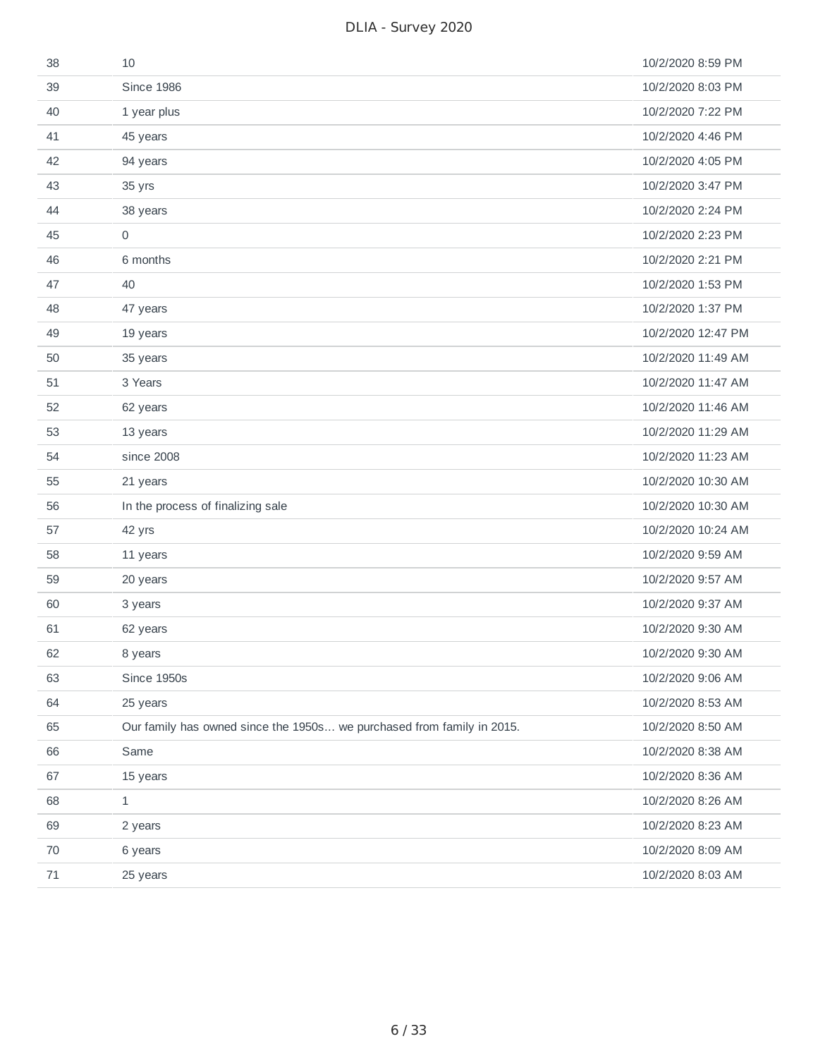| | | |
|---|---|---|
| 38 | 10 | 10/2/2020 8:59 PM |
| 39 | Since 1986 | 10/2/2020 8:03 PM |
| 40 | 1 year plus | 10/2/2020 7:22 PM |
| 41 | 45 years | 10/2/2020 4:46 PM |
| 42 | 94 years | 10/2/2020 4:05 PM |
| 43 | 35 yrs | 10/2/2020 3:47 PM |
| 44 | 38 years | 10/2/2020 2:24 PM |
| 45 | 0 | 10/2/2020 2:23 PM |
| 46 | 6 months | 10/2/2020 2:21 PM |
| 47 | 40 | 10/2/2020 1:53 PM |
| 48 | 47 years | 10/2/2020 1:37 PM |
| 49 | 19 years | 10/2/2020 12:47 PM |
| 50 | 35 years | 10/2/2020 11:49 AM |
| 51 | 3 Years | 10/2/2020 11:47 AM |
| 52 | 62 years | 10/2/2020 11:46 AM |
| 53 | 13 years | 10/2/2020 11:29 AM |
| 54 | since 2008 | 10/2/2020 11:23 AM |
| 55 | 21 years | 10/2/2020 10:30 AM |
| 56 | In the process of finalizing sale | 10/2/2020 10:30 AM |
| 57 | 42 yrs | 10/2/2020 10:24 AM |
| 58 | 11 years | 10/2/2020 9:59 AM |
| 59 | 20 years | 10/2/2020 9:57 AM |
| 60 | 3 years | 10/2/2020 9:37 AM |
| 61 | 62 years | 10/2/2020 9:30 AM |
| 62 | 8 years | 10/2/2020 9:30 AM |
| 63 | Since 1950s | 10/2/2020 9:06 AM |
| 64 | 25 years | 10/2/2020 8:53 AM |
| 65 | Our family has owned since the 1950s… we purchased from family in 2015. | 10/2/2020 8:50 AM |
| 66 | Same | 10/2/2020 8:38 AM |
| 67 | 15 years | 10/2/2020 8:36 AM |
| 68 | 1 | 10/2/2020 8:26 AM |
| 69 | 2 years | 10/2/2020 8:23 AM |
| 70 | 6 years | 10/2/2020 8:09 AM |
| 71 | 25 years | 10/2/2020 8:03 AM |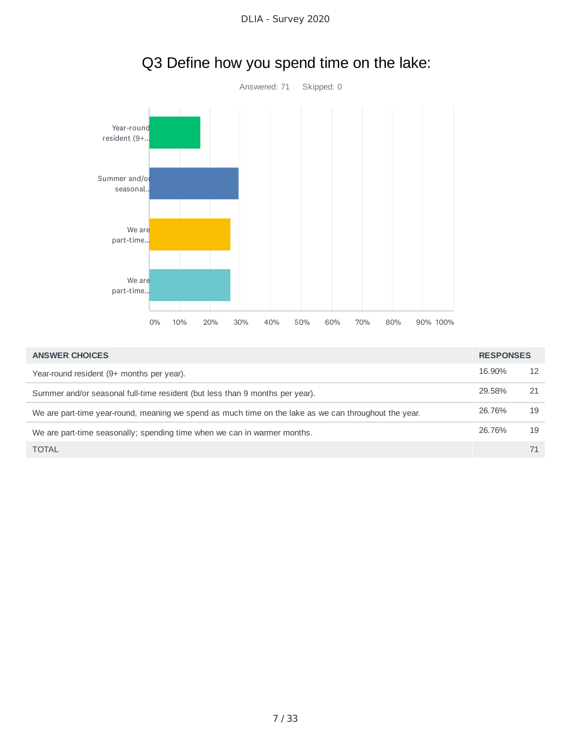# Q3 Define how you spend time on the lake:

Answered: 71 Skipped: 0

| ANSWER CHOICES | RESPONSES | |
|---|---|---|
| Year-round resident (9+ months per year). | 16.90% | 12 |
| Summer and/or seasonal full-time resident (but less than 9 months per year). | 29.58% | 21 |
| We are part-time year-round, meaning we spend as much time on the lake as we can throughout the year. | 26.76% | 19 |
| We are part-time seasonally; spending time when we can in warmer months. | 26.76% | 19 |
| TOTAL | | 71 |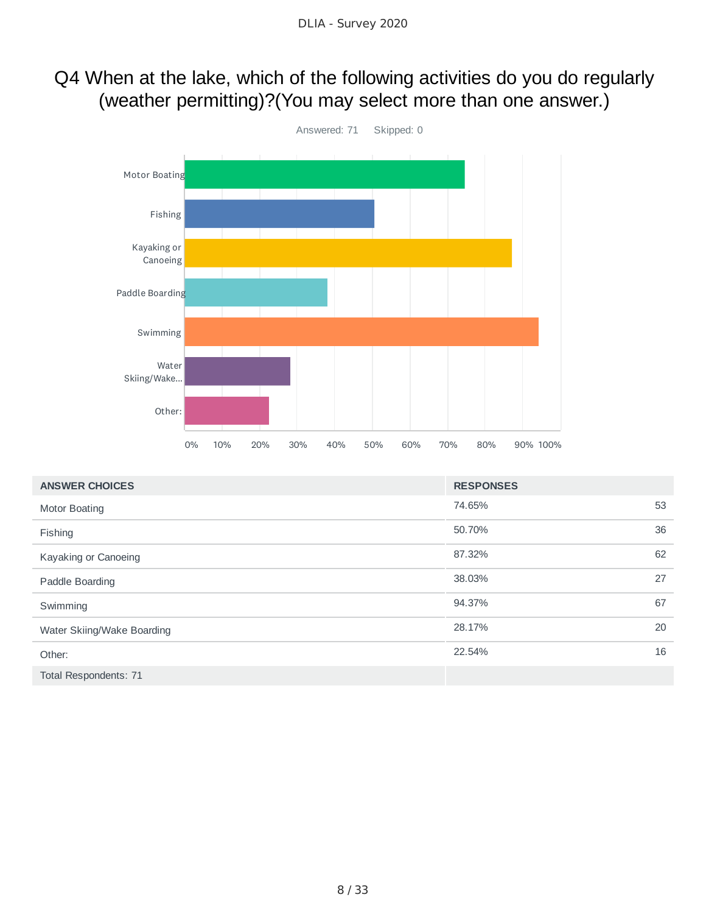# Q4 When at the lake, which of the following activities do you do regularly (weather permitting)?(You may select more than one answer.)

Answered: 71 Skipped: 0

| ANSWER CHOICES | RESPONSES | |
|---|---|---|
| Motor Boating | 74.65% | 53 |
| Fishing | 50.70% | 36 |
| Kayaking or Canoeing | 87.32% | 62 |
| Paddle Boarding | 38.03% | 27 |
| Swimming | 94.37% | 67 |
| Water Skiing/Wake Boarding | 28.17% | 20 |
| Other: | 22.54% | 16 |
| Total Respondents: 71 | | |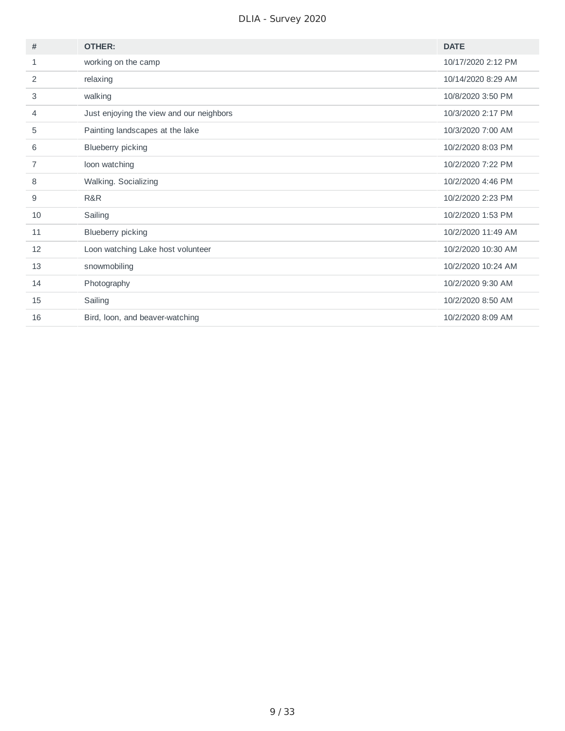| # | OTHER: | DATE |
|---|---|---|
| 1 | working on the camp | 10/17/2020 2:12 PM |
| 2 | relaxing | 10/14/2020 8:29 AM |
| 3 | walking | 10/8/2020 3:50 PM |
| 4 | Just enjoying the view and our neighbors | 10/3/2020 2:17 PM |
| 5 | Painting landscapes at the lake | 10/3/2020 7:00 AM |
| 6 | Blueberry picking | 10/2/2020 8:03 PM |
| 7 | loon watching | 10/2/2020 7:22 PM |
| 8 | Walking. Socializing | 10/2/2020 4:46 PM |
| 9 | R&R | 10/2/2020 2:23 PM |
| 10 | Sailing | 10/2/2020 1:53 PM |
| 11 | Blueberry picking | 10/2/2020 11:49 AM |
| 12 | Loon watching Lake host volunteer | 10/2/2020 10:30 AM |
| 13 | snowmobiling | 10/2/2020 10:24 AM |
| 14 | Photography | 10/2/2020 9:30 AM |
| 15 | Sailing | 10/2/2020 8:50 AM |
| 16 | Bird, loon, and beaver-watching | 10/2/2020 8:09 AM |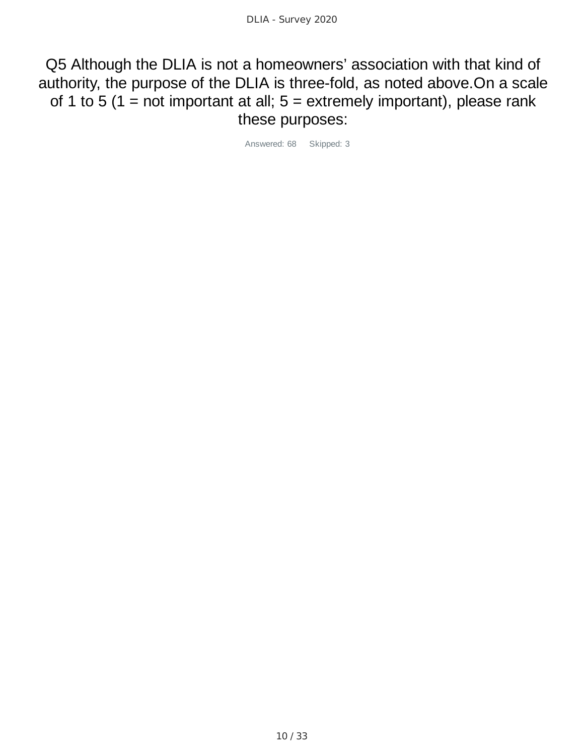# Q5 Although the DLIA is not a homeowners' association with that kind of authority, the purpose of the DLIA is three-fold, as noted above.On a scale of 1 to 5 (1 = not important at all; 5 = extremely important), please rank these purposes:

Answered: 68 Skipped: 3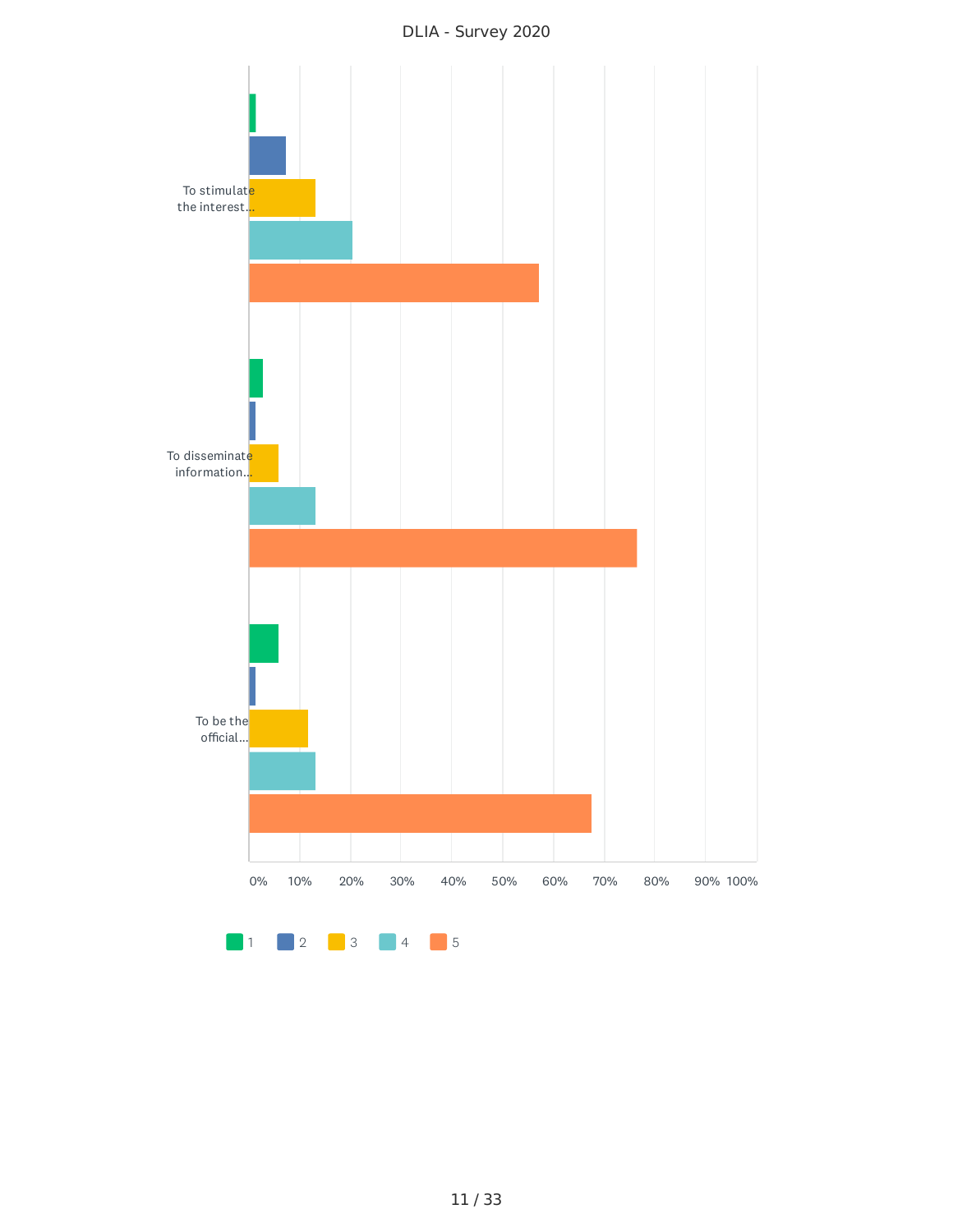DLIA - Survey 2020

To stimulate the interest...

To disseminate information...

To be the official...

0% 10% 20% 30% 40% 50% 60% 70% 80% 90% 100%

1 2 3 4 5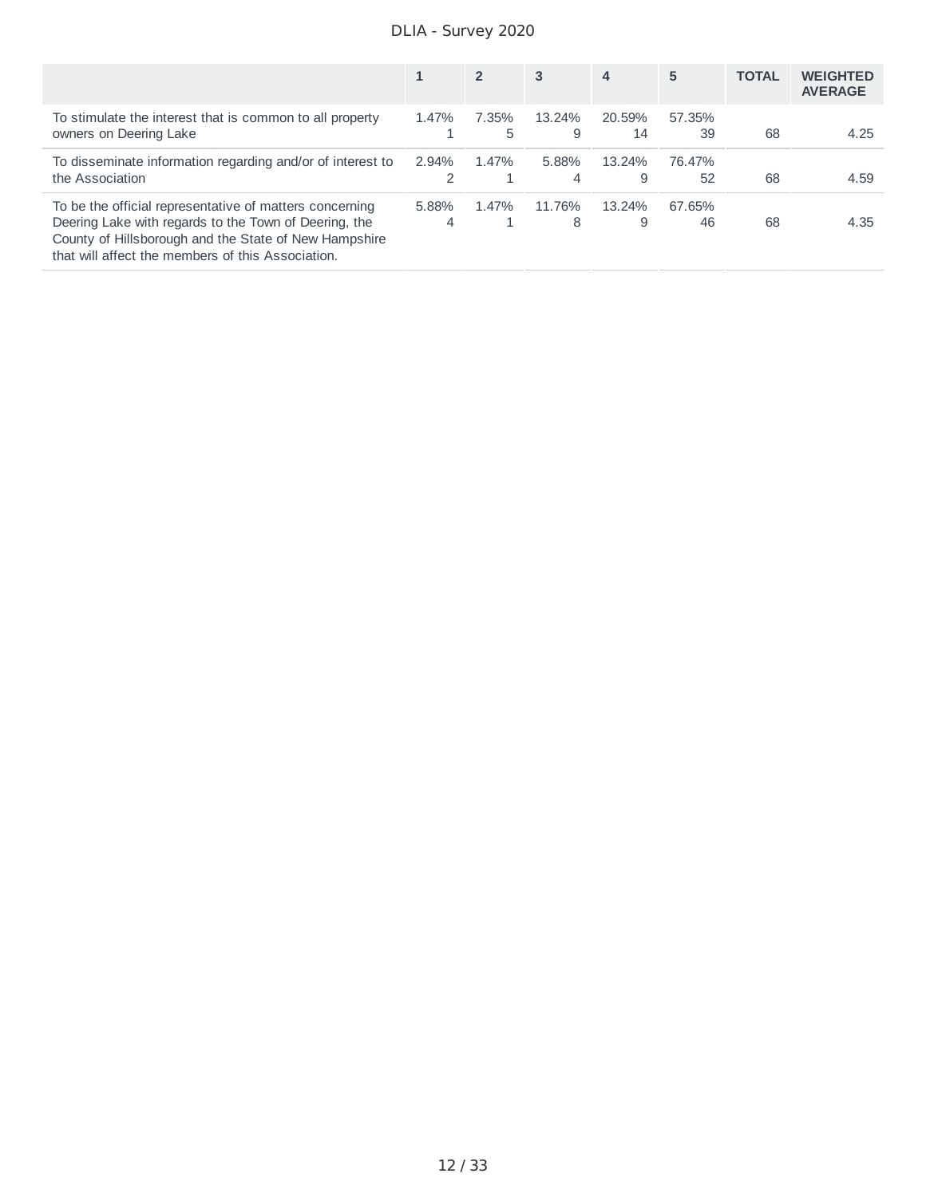| | 1 | 2 | 3 | 4 | 5 | TOTAL | WEIGHTED AVERAGE |
|---|---|---|---|---|---|---|---|
| To stimulate the interest that is common to all property owners on Deering Lake | 1.47% 1 | 7.35% 5 | 13.24% 9 | 20.59% 14 | 57.35% 39 | 68 | 4.25 |
| To disseminate information regarding and/or of interest to the Association | 2.94% 2 | 1.47% 1 | 5.88% 4 | 13.24% 9 | 76.47% 52 | 68 | 4.59 |
| To be the official representative of matters concerning Deering Lake with regards to the Town of Deering, the County of Hillsborough and the State of New Hampshire that will affect the members of this Association. | 5.88% 4 | 1.47% 1 | 11.76% 8 | 13.24% 9 | 67.65% 46 | 68 | 4.35 |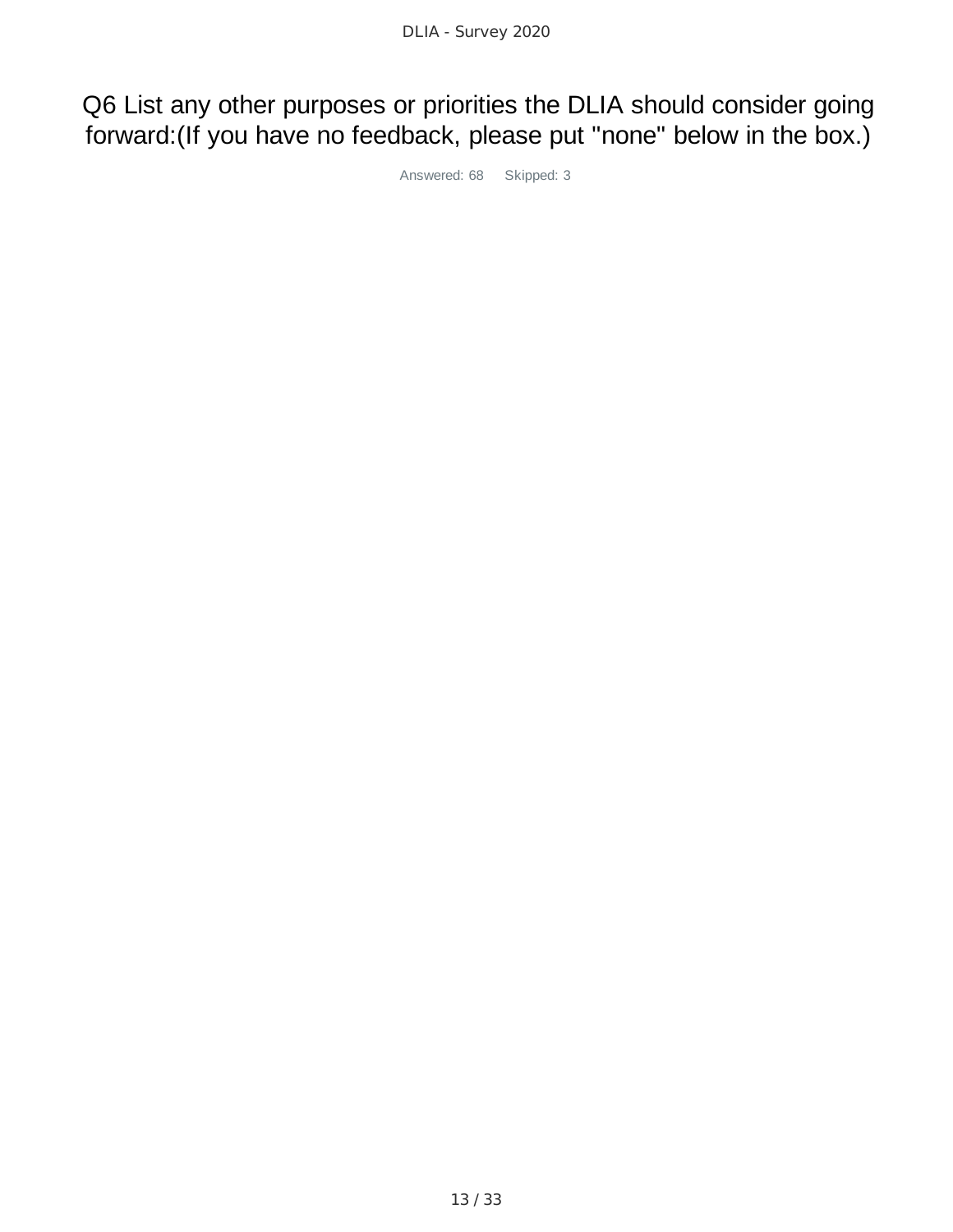# Q6 List any other purposes or priorities the DLIA should consider going forward:(If you have no feedback, please put "none" below in the box.)

Answered: 68 Skipped: 3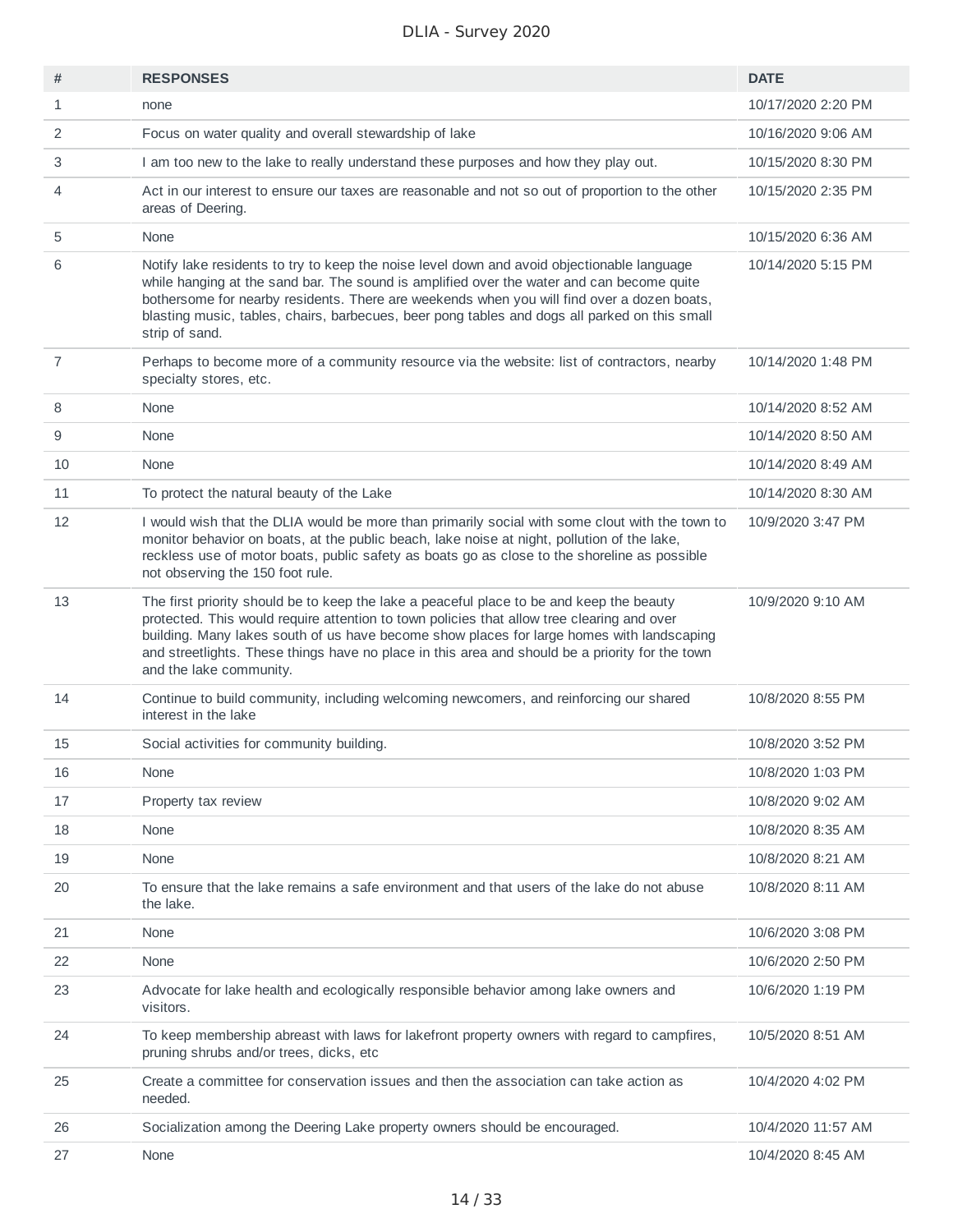| # | RESPONSES | DATE |
|---|---|---|
| 1 | none | 10/17/2020 2:20 PM |
| 2 | Focus on water quality and overall stewardship of lake | 10/16/2020 9:06 AM |
| 3 | I am too new to the lake to really understand these purposes and how they play out. | 10/15/2020 8:30 PM |
| 4 | Act in our interest to ensure our taxes are reasonable and not so out of proportion to the other areas of Deering. | 10/15/2020 2:35 PM |
| 5 | None | 10/15/2020 6:36 AM |
| 6 | Notify lake residents to try to keep the noise level down and avoid objectionable language while hanging at the sand bar. The sound is amplified over the water and can become quite bothersome for nearby residents. There are weekends when you will find over a dozen boats, blasting music, tables, chairs, barbecues, beer pong tables and dogs all parked on this small strip of sand. | 10/14/2020 5:15 PM |
| 7 | Perhaps to become more of a community resource via the website: list of contractors, nearby specialty stores, etc. | 10/14/2020 1:48 PM |
| 8 | None | 10/14/2020 8:52 AM |
| 9 | None | 10/14/2020 8:50 AM |
| 10 | None | 10/14/2020 8:49 AM |
| 11 | To protect the natural beauty of the Lake | 10/14/2020 8:30 AM |
| 12 | I would wish that the DLIA would be more than primarily social with some clout with the town to monitor behavior on boats, at the public beach, lake noise at night, pollution of the lake, reckless use of motor boats, public safety as boats go as close to the shoreline as possible not observing the 150 foot rule. | 10/9/2020 3:47 PM |
| 13 | The first priority should be to keep the lake a peaceful place to be and keep the beauty protected. This would require attention to town policies that allow tree clearing and over building. Many lakes south of us have become show places for large homes with landscaping and streetlights. These things have no place in this area and should be a priority for the town and the lake community. | 10/9/2020 9:10 AM |
| 14 | Continue to build community, including welcoming newcomers, and reinforcing our shared interest in the lake | 10/8/2020 8:55 PM |
| 15 | Social activities for community building. | 10/8/2020 3:52 PM |
| 16 | None | 10/8/2020 1:03 PM |
| 17 | Property tax review | 10/8/2020 9:02 AM |
| 18 | None | 10/8/2020 8:35 AM |
| 19 | None | 10/8/2020 8:21 AM |
| 20 | To ensure that the lake remains a safe environment and that users of the lake do not abuse the lake. | 10/8/2020 8:11 AM |
| 21 | None | 10/6/2020 3:08 PM |
| 22 | None | 10/6/2020 2:50 PM |
| 23 | Advocate for lake health and ecologically responsible behavior among lake owners and visitors. | 10/6/2020 1:19 PM |
| 24 | To keep membership abreast with laws for lakefront property owners with regard to campfires, pruning shrubs and/or trees, dicks, etc | 10/5/2020 8:51 AM |
| 25 | Create a committee for conservation issues and then the association can take action as needed. | 10/4/2020 4:02 PM |
| 26 | Socialization among the Deering Lake property owners should be encouraged. | 10/4/2020 11:57 AM |
| 27 | None | 10/4/2020 8:45 AM |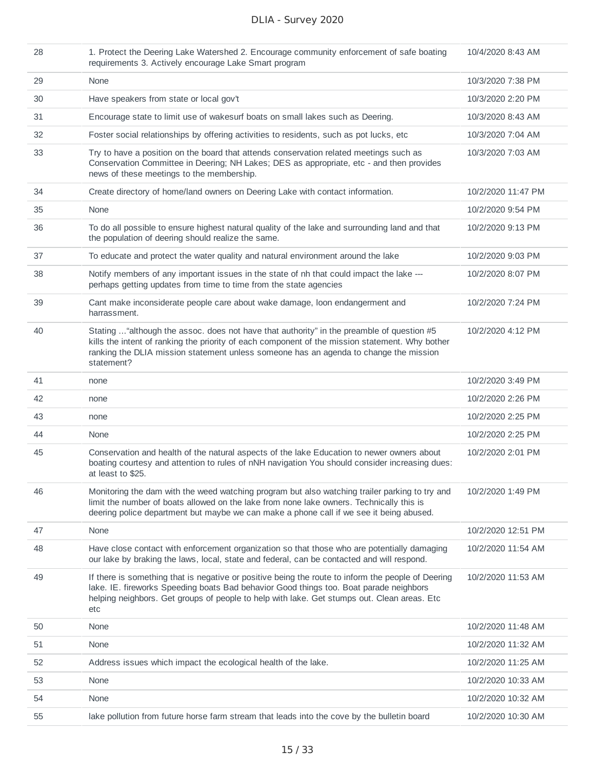| | | |
|---|---|---|
| 28 | 1. Protect the Deering Lake Watershed 2. Encourage community enforcement of safe boating requirements 3. Actively encourage Lake Smart program | 10/4/2020 8:43 AM |
| 29 | None | 10/3/2020 7:38 PM |
| 30 | Have speakers from state or local gov't | 10/3/2020 2:20 PM |
| 31 | Encourage state to limit use of wakesurf boats on small lakes such as Deering. | 10/3/2020 8:43 AM |
| 32 | Foster social relationships by offering activities to residents, such as pot lucks, etc | 10/3/2020 7:04 AM |
| 33 | Try to have a position on the board that attends conservation related meetings such as Conservation Committee in Deering; NH Lakes; DES as appropriate, etc - and then provides news of these meetings to the membership. | 10/3/2020 7:03 AM |
| 34 | Create directory of home/land owners on Deering Lake with contact information. | 10/2/2020 11:47 PM |
| 35 | None | 10/2/2020 9:54 PM |
| 36 | To do all possible to ensure highest natural quality of the lake and surrounding land and that the population of deering should realize the same. | 10/2/2020 9:13 PM |
| 37 | To educate and protect the water quality and natural environment around the lake | 10/2/2020 9:03 PM |
| 38 | Notify members of any important issues in the state of nh that could impact the lake --- perhaps getting updates from time to time from the state agencies | 10/2/2020 8:07 PM |
| 39 | Cant make inconsiderate people care about wake damage, loon endangerment and harrassment. | 10/2/2020 7:24 PM |
| 40 | Stating ..."although the assoc. does not have that authority" in the preamble of question #5 kills the intent of ranking the priority of each component of the mission statement. Why bother ranking the DLIA mission statement unless someone has an agenda to change the mission statement? | 10/2/2020 4:12 PM |
| 41 | none | 10/2/2020 3:49 PM |
| 42 | none | 10/2/2020 2:26 PM |
| 43 | none | 10/2/2020 2:25 PM |
| 44 | None | 10/2/2020 2:25 PM |
| 45 | Conservation and health of the natural aspects of the lake Education to newer owners about boating courtesy and attention to rules of nNH navigation You should consider increasing dues: at least to $25. | 10/2/2020 2:01 PM |
| 46 | Monitoring the dam with the weed watching program but also watching trailer parking to try and limit the number of boats allowed on the lake from none lake owners. Technically this is deering police department but maybe we can make a phone call if we see it being abused. | 10/2/2020 1:49 PM |
| 47 | None | 10/2/2020 12:51 PM |
| 48 | Have close contact with enforcement organization so that those who are potentially damaging our lake by braking the laws, local, state and federal, can be contacted and will respond. | 10/2/2020 11:54 AM |
| 49 | If there is something that is negative or positive being the route to inform the people of Deering lake. IE. fireworks Speeding boats Bad behavior Good things too. Boat parade neighbors helping neighbors. Get groups of people to help with lake. Get stumps out. Clean areas. Etc etc | 10/2/2020 11:53 AM |
| 50 | None | 10/2/2020 11:48 AM |
| 51 | None | 10/2/2020 11:32 AM |
| 52 | Address issues which impact the ecological health of the lake. | 10/2/2020 11:25 AM |
| 53 | None | 10/2/2020 10:33 AM |
| 54 | None | 10/2/2020 10:32 AM |
| 55 | lake pollution from future horse farm stream that leads into the cove by the bulletin board | 10/2/2020 10:30 AM |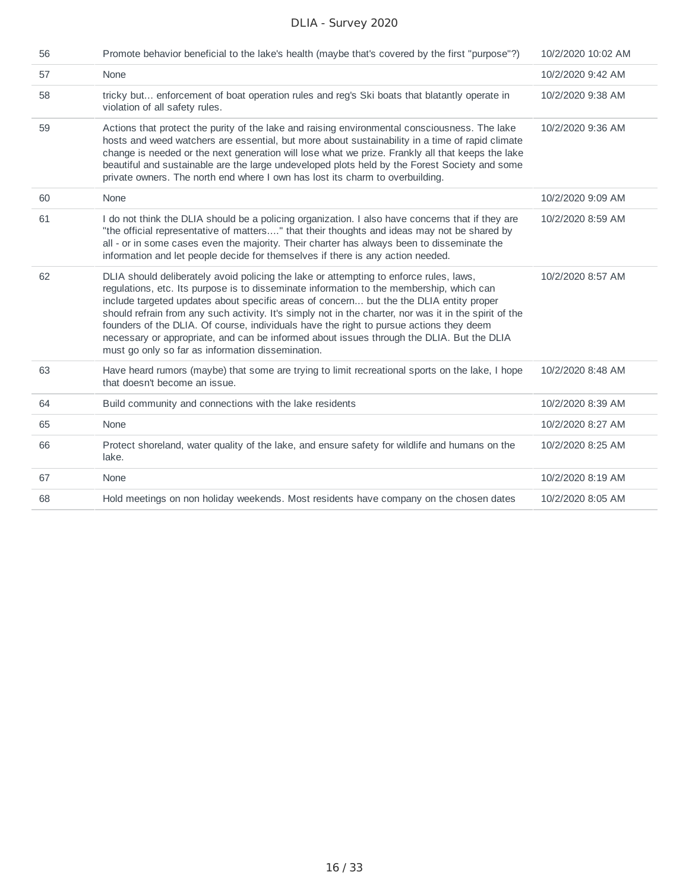| | | |
|---|---|---|
| 56 | Promote behavior beneficial to the lake's health (maybe that's covered by the first "purpose"?) | 10/2/2020 10:02 AM |
| 57 | None | 10/2/2020 9:42 AM |
| 58 | tricky but... enforcement of boat operation rules and reg's Ski boats that blatantly operate in violation of all safety rules. | 10/2/2020 9:38 AM |
| 59 | Actions that protect the purity of the lake and raising environmental consciousness. The lake hosts and weed watchers are essential, but more about sustainability in a time of rapid climate change is needed or the next generation will lose what we prize. Frankly all that keeps the lake beautiful and sustainable are the large undeveloped plots held by the Forest Society and some private owners. The north end where I own has lost its charm to overbuilding. | 10/2/2020 9:36 AM |
| 60 | None | 10/2/2020 9:09 AM |
| 61 | I do not think the DLIA should be a policing organization. I also have concerns that if they are "the official representative of matters...." that their thoughts and ideas may not be shared by all - or in some cases even the majority. Their charter has always been to disseminate the information and let people decide for themselves if there is any action needed. | 10/2/2020 8:59 AM |
| 62 | DLIA should deliberately avoid policing the lake or attempting to enforce rules, laws, regulations, etc. Its purpose is to disseminate information to the membership, which can include targeted updates about specific areas of concern... but the the DLIA entity proper should refrain from any such activity. It's simply not in the charter, nor was it in the spirit of the founders of the DLIA. Of course, individuals have the right to pursue actions they deem necessary or appropriate, and can be informed about issues through the DLIA. But the DLIA must go only so far as information dissemination. | 10/2/2020 8:57 AM |
| 63 | Have heard rumors (maybe) that some are trying to limit recreational sports on the lake, I hope that doesn't become an issue. | 10/2/2020 8:48 AM |
| 64 | Build community and connections with the lake residents | 10/2/2020 8:39 AM |
| 65 | None | 10/2/2020 8:27 AM |
| 66 | Protect shoreland, water quality of the lake, and ensure safety for wildlife and humans on the lake. | 10/2/2020 8:25 AM |
| 67 | None | 10/2/2020 8:19 AM |
| 68 | Hold meetings on non holiday weekends. Most residents have company on the chosen dates | 10/2/2020 8:05 AM |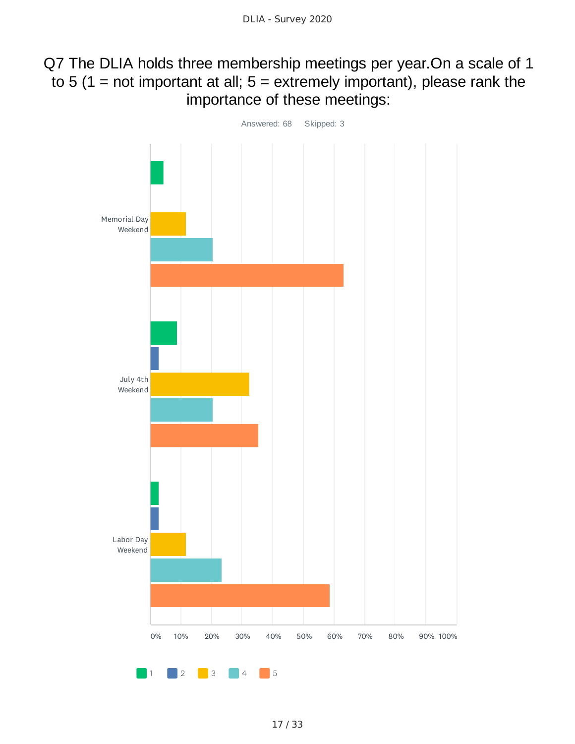# Q7 The DLIA holds three membership meetings per year.On a scale of 1 to 5 (1 = not important at all; 5 = extremely important), please rank the importance of these meetings:

Answered: 68 Skipped: 3

Memorial Day Weekend

July 4th Weekend

Labor Day Weekend

0% 10% 20% 30% 40% 50% 60% 70% 80% 90% 100%

1 2 3 4 5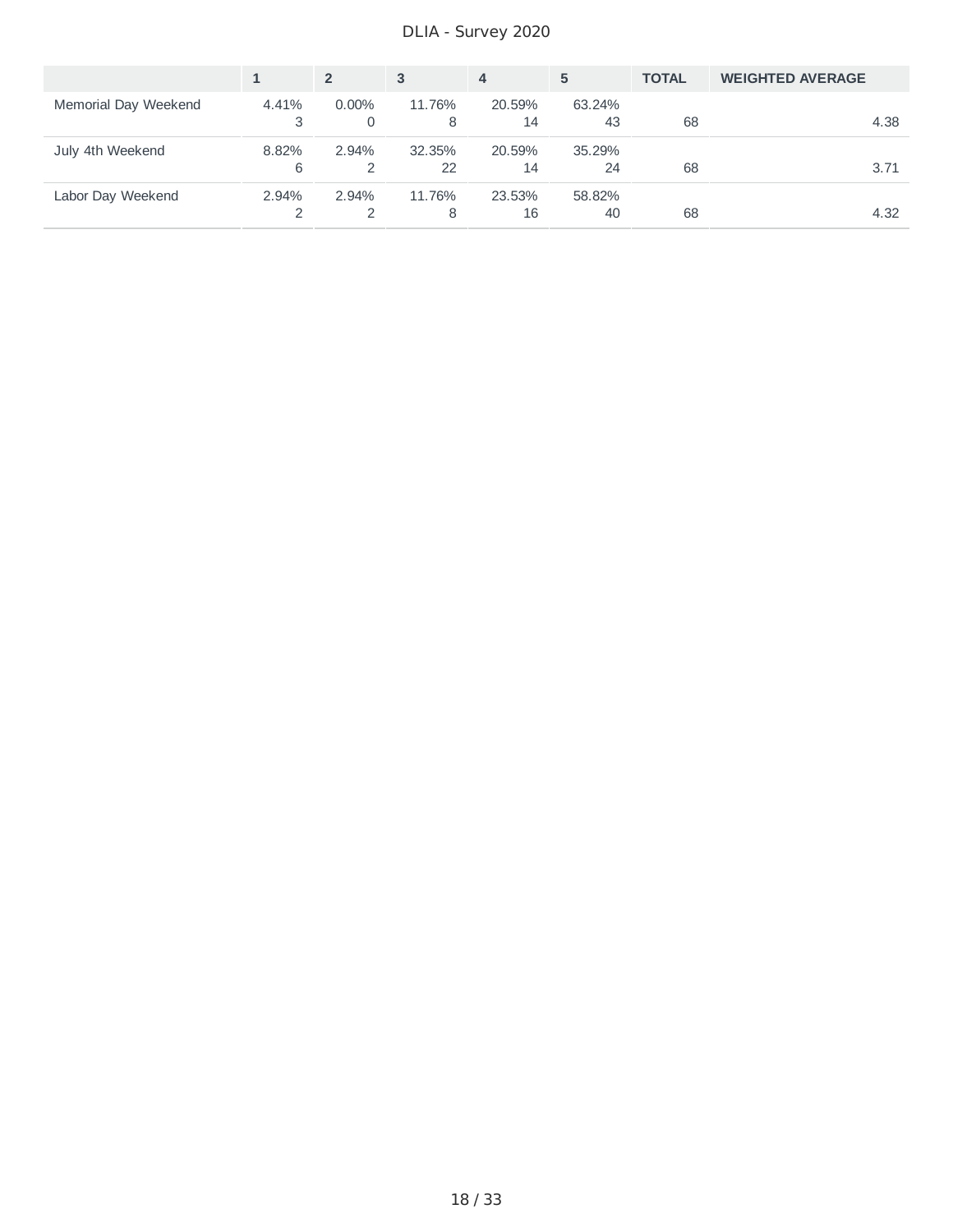| | 1 | 2 | 3 | 4 | 5 | TOTAL | WEIGHTED AVERAGE |
|---|---|---|---|---|---|---|---|
| Memorial Day Weekend | 4.41%<br>3 | 0.00%<br>0 | 11.76%<br>8 | 20.59%<br>14 | 63.24%<br>43 | 68 | 4.38 |
| July 4th Weekend | 8.82%<br>6 | 2.94%<br>2 | 32.35%<br>22 | 20.59%<br>14 | 35.29%<br>24 | 68 | 3.71 |
| Labor Day Weekend | 2.94%<br>2 | 2.94%<br>2 | 11.76%<br>8 | 23.53%<br>16 | 58.82%<br>40 | 68 | 4.32 |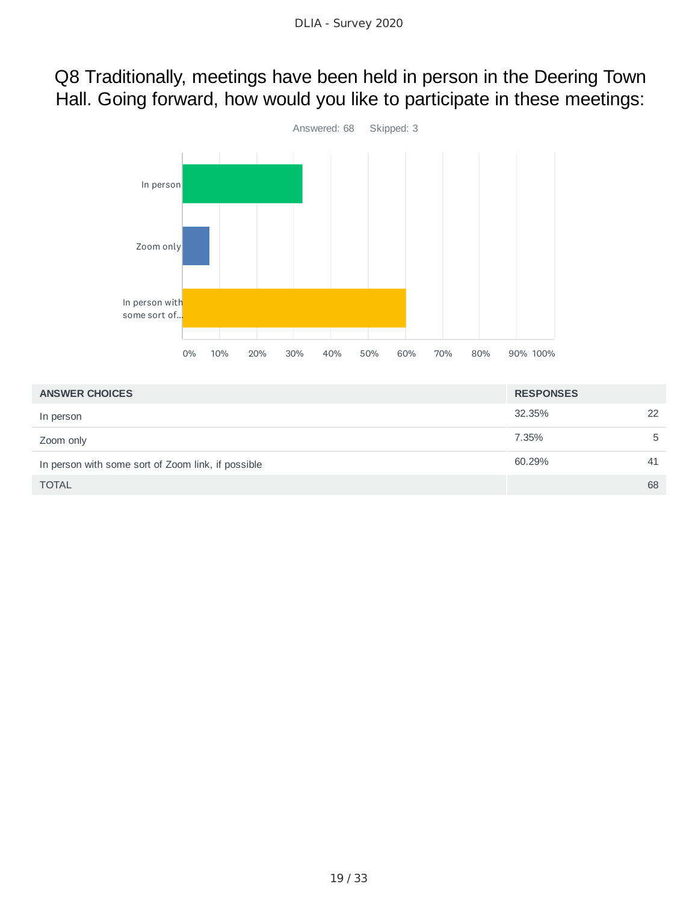# Q8 Traditionally, meetings have been held in person in the Deering Town Hall. Going forward, how would you like to participate in these meetings:

Answered: 68 Skipped: 3

| ANSWER CHOICES | RESPONSES | |
|---|---|---|
| In person | 32.35% | 22 |
| Zoom only | 7.35% | 5 |
| In person with some sort of Zoom link, if possible | 60.29% | 41 |
| TOTAL | | 68 |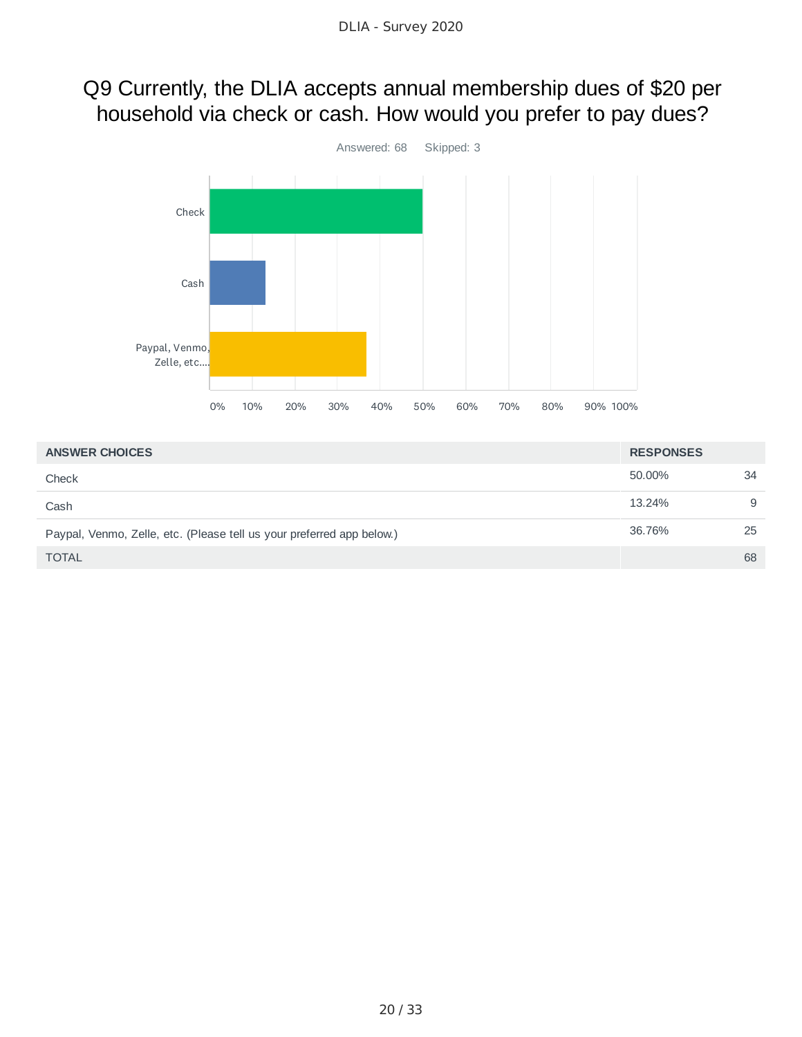# Q9 Currently, the DLIA accepts annual membership dues of $20 per household via check or cash. How would you prefer to pay dues?

Answered: 68 Skipped: 3

| ANSWER CHOICES | RESPONSES | |
|---|---|---|
| Check | 50.00% | 34 |
| Cash | 13.24% | 9 |
| Paypal, Venmo, Zelle, etc. (Please tell us your preferred app below.) | 36.76% | 25 |
| TOTAL | | 68 |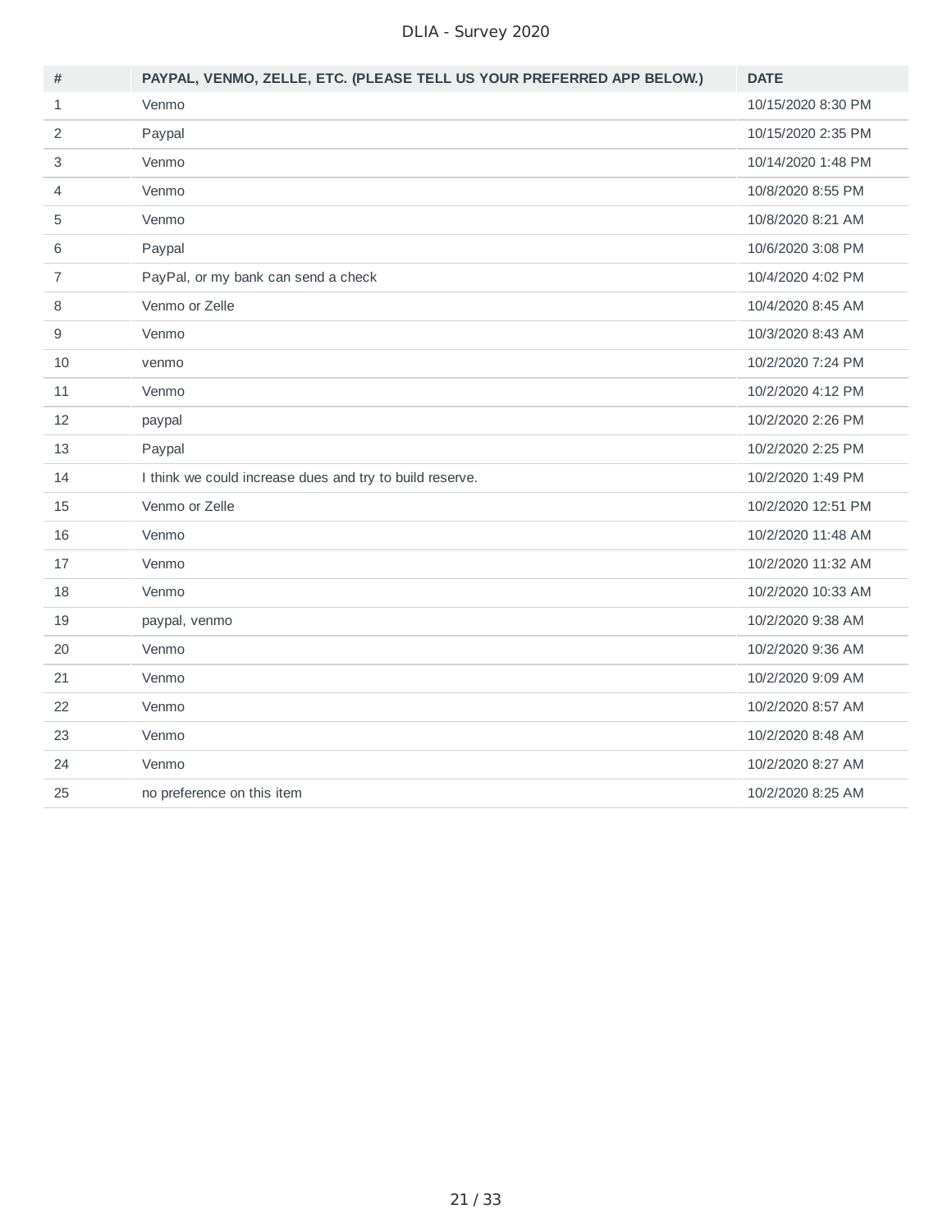| # | PAYPAL, VENMO, ZELLE, ETC. (PLEASE TELL US YOUR PREFERRED APP BELOW.) | DATE |
|---|---|---|
| 1 | Venmo | 10/15/2020 8:30 PM |
| 2 | Paypal | 10/15/2020 2:35 PM |
| 3 | Venmo | 10/14/2020 1:48 PM |
| 4 | Venmo | 10/8/2020 8:55 PM |
| 5 | Venmo | 10/8/2020 8:21 AM |
| 6 | Paypal | 10/6/2020 3:08 PM |
| 7 | PayPal, or my bank can send a check | 10/4/2020 4:02 PM |
| 8 | Venmo or Zelle | 10/4/2020 8:45 AM |
| 9 | Venmo | 10/3/2020 8:43 AM |
| 10 | venmo | 10/2/2020 7:24 PM |
| 11 | Venmo | 10/2/2020 4:12 PM |
| 12 | paypal | 10/2/2020 2:26 PM |
| 13 | Paypal | 10/2/2020 2:25 PM |
| 14 | I think we could increase dues and try to build reserve. | 10/2/2020 1:49 PM |
| 15 | Venmo or Zelle | 10/2/2020 12:51 PM |
| 16 | Venmo | 10/2/2020 11:48 AM |
| 17 | Venmo | 10/2/2020 11:32 AM |
| 18 | Venmo | 10/2/2020 10:33 AM |
| 19 | paypal, venmo | 10/2/2020 9:38 AM |
| 20 | Venmo | 10/2/2020 9:36 AM |
| 21 | Venmo | 10/2/2020 9:09 AM |
| 22 | Venmo | 10/2/2020 8:57 AM |
| 23 | Venmo | 10/2/2020 8:48 AM |
| 24 | Venmo | 10/2/2020 8:27 AM |
| 25 | no preference on this item | 10/2/2020 8:25 AM |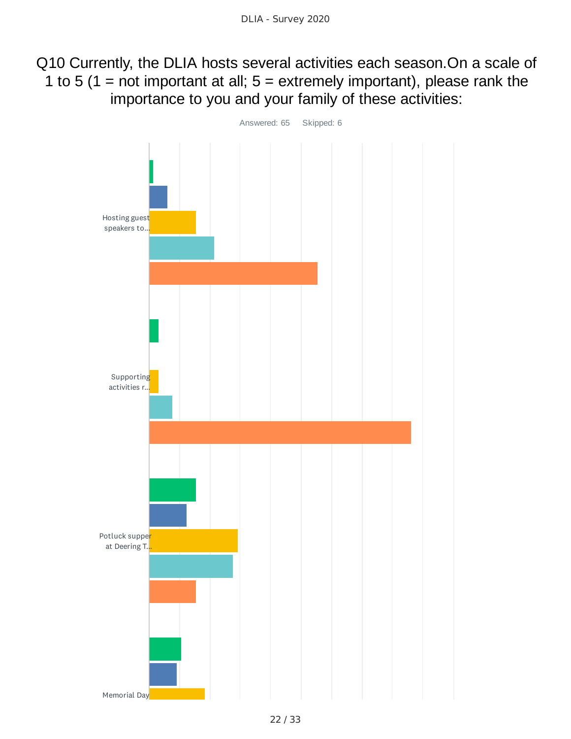# Q10 Currently, the DLIA hosts several activities each season.On a scale of 1 to 5 (1 = not important at all; 5 = extremely important), please rank the importance to you and your family of these activities:

Answered: 65    Skipped: 6

Hosting guest speakers to...

Supporting activities r...

Potluck supper at Deering T...

Memorial Day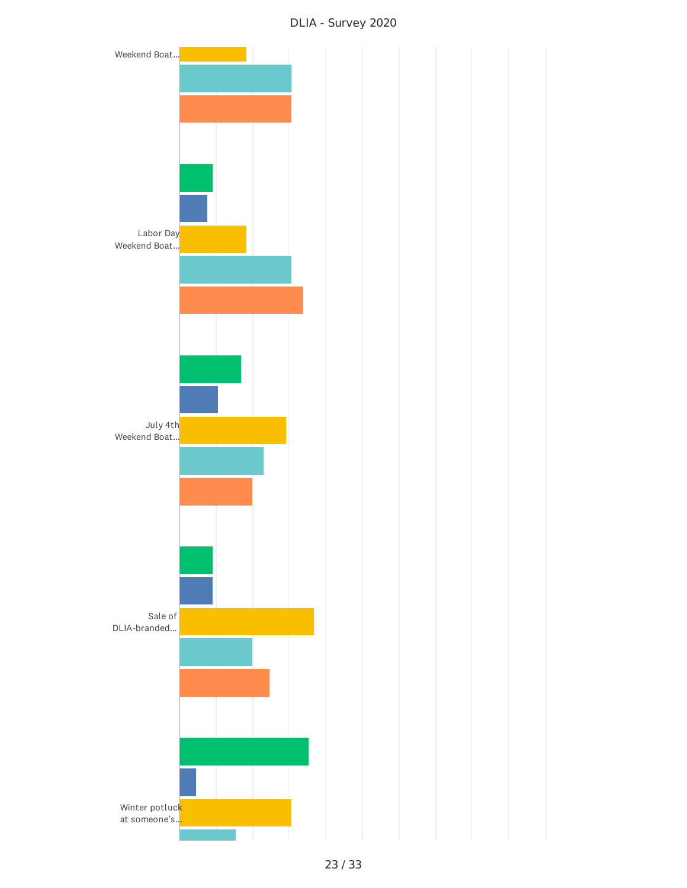DLIA - Survey 2020

Weekend Boat...

Labor Day Weekend Boat...

July 4th Weekend Boat...

Sale of DLIA-branded...

Winter potluck at someone's...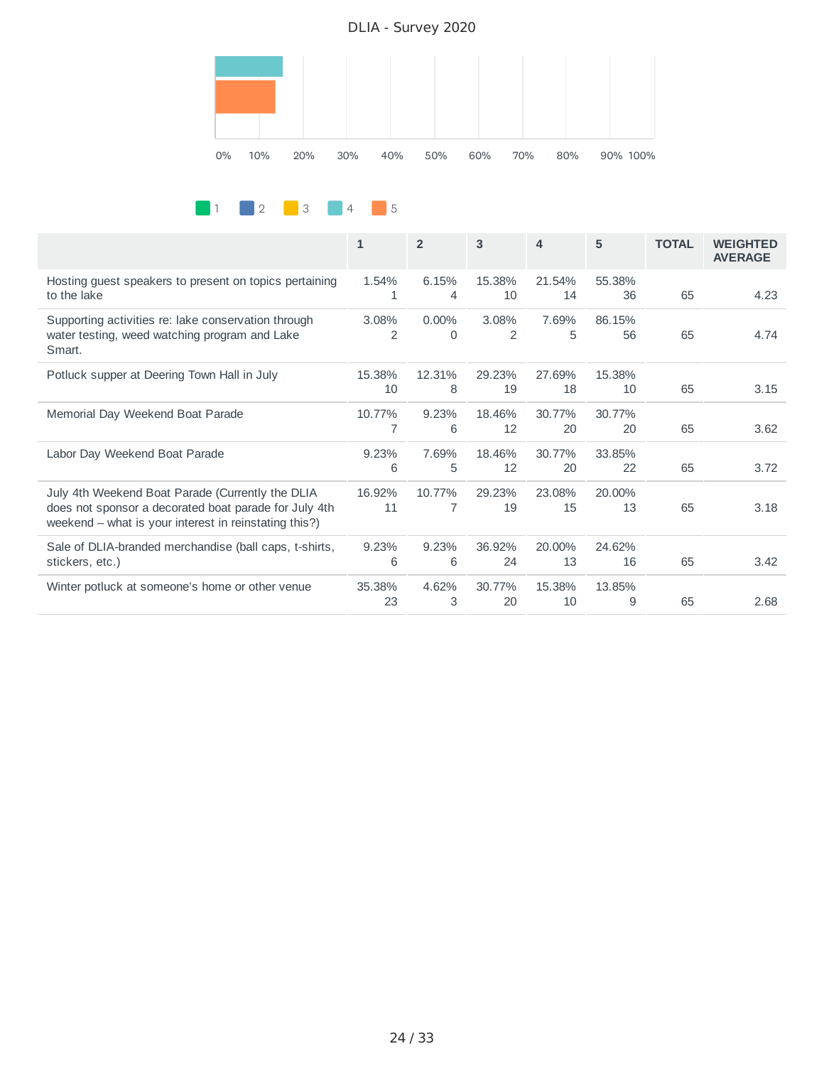DLIA - Survey 2020

0% 10% 20% 30% 40% 50% 60% 70% 80% 90% 100%

1 2 3 4 5

| | 1 | 2 | 3 | 4 | 5 | TOTAL | WEIGHTED AVERAGE |
|---|---|---|---|---|---|---|---|
| Hosting guest speakers to present on topics pertaining to the lake | 1.54%<br>1 | 6.15%<br>4 | 15.38%<br>10 | 21.54%<br>14 | 55.38%<br>36 | 65 | 4.23 |
| Supporting activities re: lake conservation through water testing, weed watching program and Lake Smart. | 3.08%<br>2 | 0.00%<br>0 | 3.08%<br>2 | 7.69%<br>5 | 86.15%<br>56 | 65 | 4.74 |
| Potluck supper at Deering Town Hall in July | 15.38%<br>10 | 12.31%<br>8 | 29.23%<br>19 | 27.69%<br>18 | 15.38%<br>10 | 65 | 3.15 |
| Memorial Day Weekend Boat Parade | 10.77%<br>7 | 9.23%<br>6 | 18.46%<br>12 | 30.77%<br>20 | 30.77%<br>20 | 65 | 3.62 |
| Labor Day Weekend Boat Parade | 9.23%<br>6 | 7.69%<br>5 | 18.46%<br>12 | 30.77%<br>20 | 33.85%<br>22 | 65 | 3.72 |
| July 4th Weekend Boat Parade (Currently the DLIA does not sponsor a decorated boat parade for July 4th weekend – what is your interest in reinstating this?) | 16.92%<br>11 | 10.77%<br>7 | 29.23%<br>19 | 23.08%<br>15 | 20.00%<br>13 | 65 | 3.18 |
| Sale of DLIA-branded merchandise (ball caps, t-shirts, stickers, etc.) | 9.23%<br>6 | 9.23%<br>6 | 36.92%<br>24 | 20.00%<br>13 | 24.62%<br>16 | 65 | 3.42 |
| Winter potluck at someone's home or other venue | 35.38%<br>23 | 4.62%<br>3 | 30.77%<br>20 | 15.38%<br>10 | 13.85%<br>9 | 65 | 2.68 |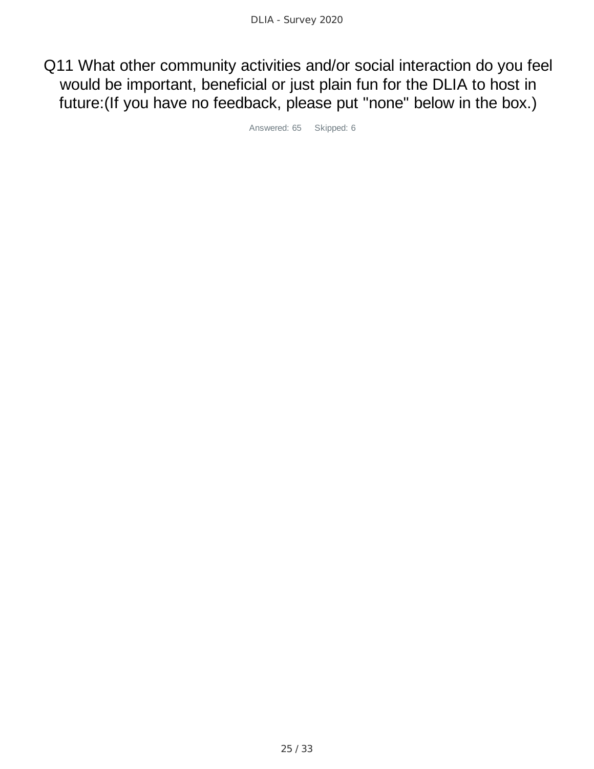# Q11 What other community activities and/or social interaction do you feel would be important, beneficial or just plain fun for the DLIA to host in future:(If you have no feedback, please put "none" below in the box.)

Answered: 65 Skipped: 6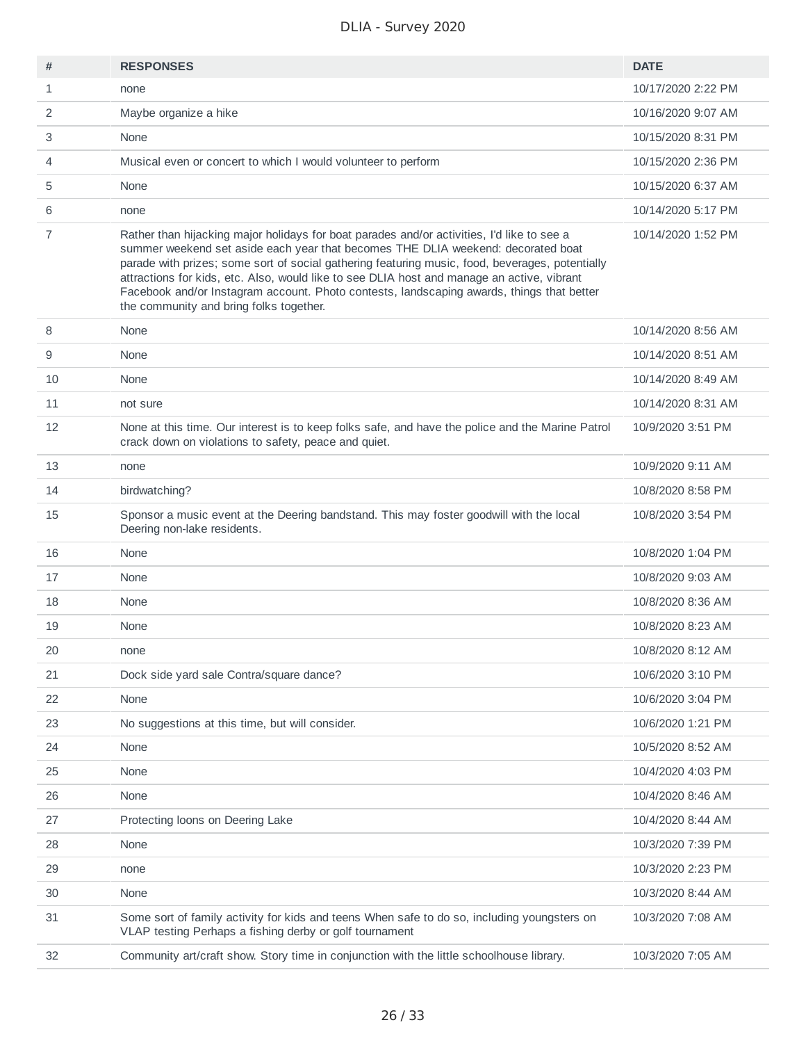| # | RESPONSES | DATE |
|---|---|---|
| 1 | none | 10/17/2020 2:22 PM |
| 2 | Maybe organize a hike | 10/16/2020 9:07 AM |
| 3 | None | 10/15/2020 8:31 PM |
| 4 | Musical even or concert to which I would volunteer to perform | 10/15/2020 2:36 PM |
| 5 | None | 10/15/2020 6:37 AM |
| 6 | none | 10/14/2020 5:17 PM |
| 7 | Rather than hijacking major holidays for boat parades and/or activities, I'd like to see a summer weekend set aside each year that becomes THE DLIA weekend: decorated boat parade with prizes; some sort of social gathering featuring music, food, beverages, potentially attractions for kids, etc. Also, would like to see DLIA host and manage an active, vibrant Facebook and/or Instagram account. Photo contests, landscaping awards, things that better the community and bring folks together. | 10/14/2020 1:52 PM |
| 8 | None | 10/14/2020 8:56 AM |
| 9 | None | 10/14/2020 8:51 AM |
| 10 | None | 10/14/2020 8:49 AM |
| 11 | not sure | 10/14/2020 8:31 AM |
| 12 | None at this time. Our interest is to keep folks safe, and have the police and the Marine Patrol crack down on violations to safety, peace and quiet. | 10/9/2020 3:51 PM |
| 13 | none | 10/9/2020 9:11 AM |
| 14 | birdwatching? | 10/8/2020 8:58 PM |
| 15 | Sponsor a music event at the Deering bandstand. This may foster goodwill with the local Deering non-lake residents. | 10/8/2020 3:54 PM |
| 16 | None | 10/8/2020 1:04 PM |
| 17 | None | 10/8/2020 9:03 AM |
| 18 | None | 10/8/2020 8:36 AM |
| 19 | None | 10/8/2020 8:23 AM |
| 20 | none | 10/8/2020 8:12 AM |
| 21 | Dock side yard sale Contra/square dance? | 10/6/2020 3:10 PM |
| 22 | None | 10/6/2020 3:04 PM |
| 23 | No suggestions at this time, but will consider. | 10/6/2020 1:21 PM |
| 24 | None | 10/5/2020 8:52 AM |
| 25 | None | 10/4/2020 4:03 PM |
| 26 | None | 10/4/2020 8:46 AM |
| 27 | Protecting loons on Deering Lake | 10/4/2020 8:44 AM |
| 28 | None | 10/3/2020 7:39 PM |
| 29 | none | 10/3/2020 2:23 PM |
| 30 | None | 10/3/2020 8:44 AM |
| 31 | Some sort of family activity for kids and teens When safe to do so, including youngsters on VLAP testing Perhaps a fishing derby or golf tournament | 10/3/2020 7:08 AM |
| 32 | Community art/craft show. Story time in conjunction with the little schoolhouse library. | 10/3/2020 7:05 AM |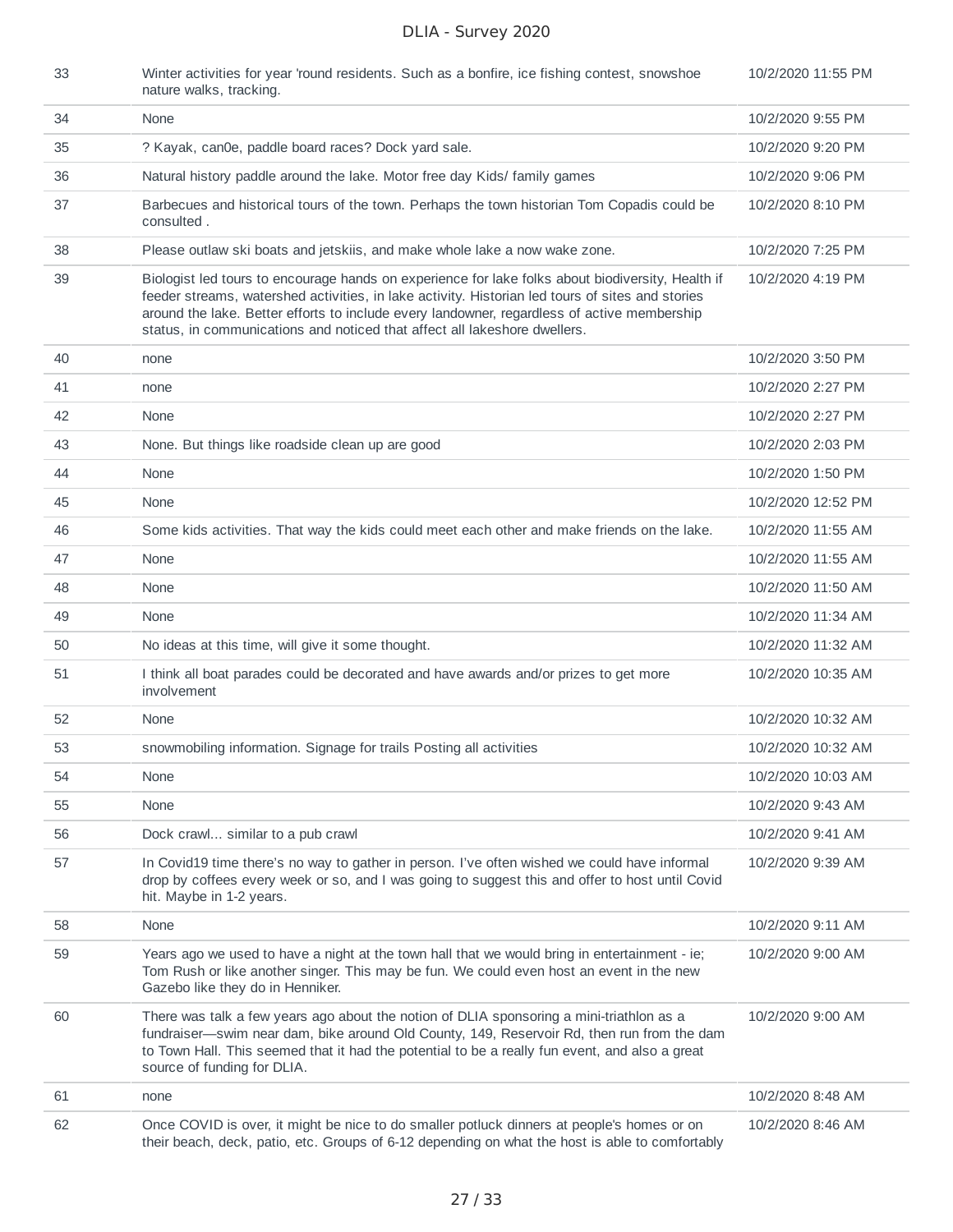| | | |
|---|---|---|
| 33 | Winter activities for year 'round residents. Such as a bonfire, ice fishing contest, snowshoe nature walks, tracking. | 10/2/2020 11:55 PM |
| 34 | None | 10/2/2020 9:55 PM |
| 35 | ? Kayak, can0e, paddle board races? Dock yard sale. | 10/2/2020 9:20 PM |
| 36 | Natural history paddle around the lake. Motor free day Kids/ family games | 10/2/2020 9:06 PM |
| 37 | Barbecues and historical tours of the town. Perhaps the town historian Tom Copadis could be consulted . | 10/2/2020 8:10 PM |
| 38 | Please outlaw ski boats and jetskiis, and make whole lake a now wake zone. | 10/2/2020 7:25 PM |
| 39 | Biologist led tours to encourage hands on experience for lake folks about biodiversity, Health if feeder streams, watershed activities, in lake activity. Historian led tours of sites and stories around the lake. Better efforts to include every landowner, regardless of active membership status, in communications and noticed that affect all lakeshore dwellers. | 10/2/2020 4:19 PM |
| 40 | none | 10/2/2020 3:50 PM |
| 41 | none | 10/2/2020 2:27 PM |
| 42 | None | 10/2/2020 2:27 PM |
| 43 | None. But things like roadside clean up are good | 10/2/2020 2:03 PM |
| 44 | None | 10/2/2020 1:50 PM |
| 45 | None | 10/2/2020 12:52 PM |
| 46 | Some kids activities. That way the kids could meet each other and make friends on the lake. | 10/2/2020 11:55 AM |
| 47 | None | 10/2/2020 11:55 AM |
| 48 | None | 10/2/2020 11:50 AM |
| 49 | None | 10/2/2020 11:34 AM |
| 50 | No ideas at this time, will give it some thought. | 10/2/2020 11:32 AM |
| 51 | I think all boat parades could be decorated and have awards and/or prizes to get more involvement | 10/2/2020 10:35 AM |
| 52 | None | 10/2/2020 10:32 AM |
| 53 | snowmobiling information. Signage for trails Posting all activities | 10/2/2020 10:32 AM |
| 54 | None | 10/2/2020 10:03 AM |
| 55 | None | 10/2/2020 9:43 AM |
| 56 | Dock crawl... similar to a pub crawl | 10/2/2020 9:41 AM |
| 57 | In Covid19 time there's no way to gather in person. I've often wished we could have informal drop by coffees every week or so, and I was going to suggest this and offer to host until Covid hit. Maybe in 1-2 years. | 10/2/2020 9:39 AM |
| 58 | None | 10/2/2020 9:11 AM |
| 59 | Years ago we used to have a night at the town hall that we would bring in entertainment - ie; Tom Rush or like another singer. This may be fun. We could even host an event in the new Gazebo like they do in Henniker. | 10/2/2020 9:00 AM |
| 60 | There was talk a few years ago about the notion of DLIA sponsoring a mini-triathlon as a fundraiser—swim near dam, bike around Old County, 149, Reservoir Rd, then run from the dam to Town Hall. This seemed that it had the potential to be a really fun event, and also a great source of funding for DLIA. | 10/2/2020 9:00 AM |
| 61 | none | 10/2/2020 8:48 AM |
| 62 | Once COVID is over, it might be nice to do smaller potluck dinners at people's homes or on their beach, deck, patio, etc. Groups of 6-12 depending on what the host is able to comfortably | 10/2/2020 8:46 AM |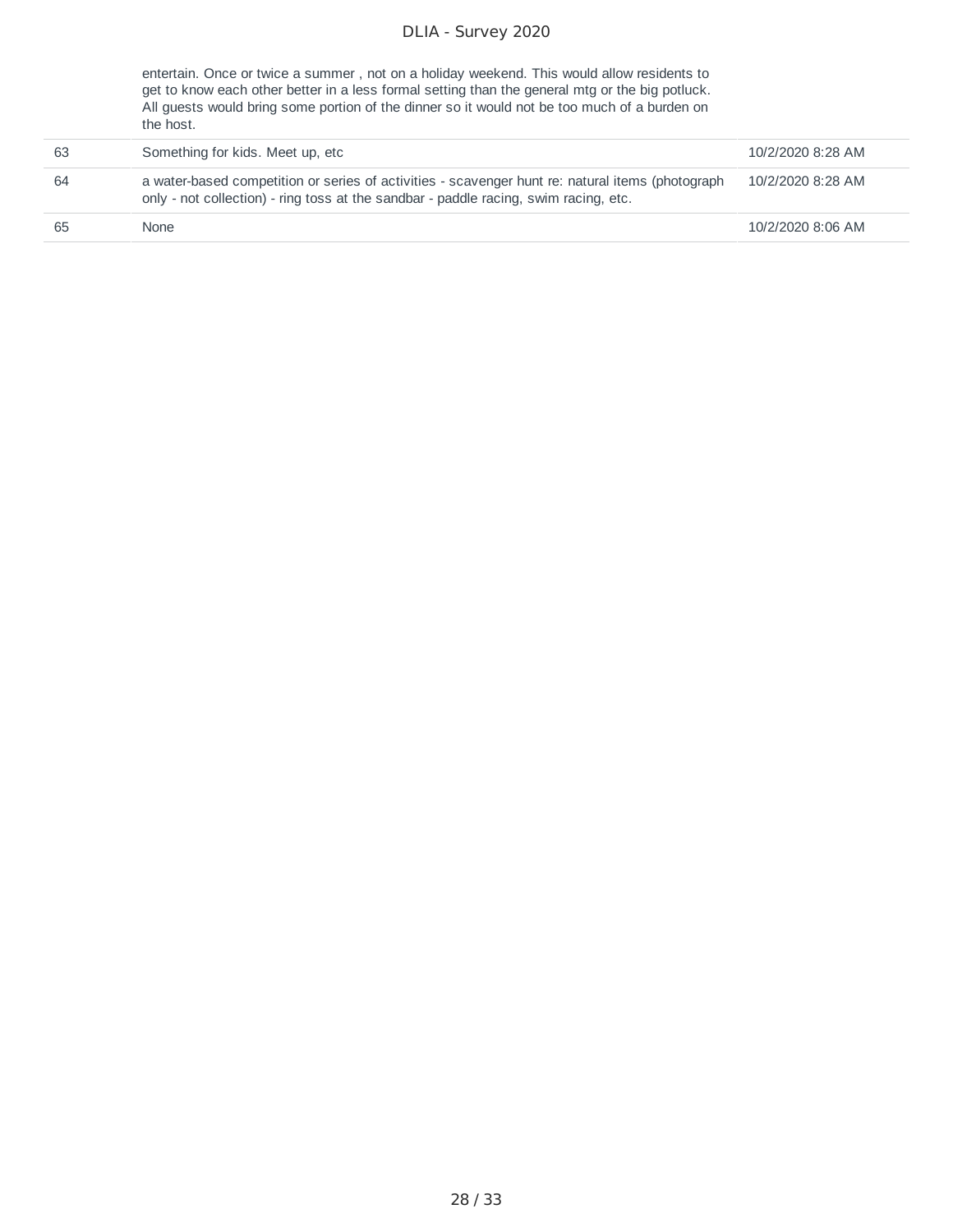| | | |
|---|---|---|
| | entertain. Once or twice a summer , not on a holiday weekend. This would allow residents to get to know each other better in a less formal setting than the general mtg or the big potluck. All guests would bring some portion of the dinner so it would not be too much of a burden on the host. | |
| 63 | Something for kids. Meet up, etc | 10/2/2020 8:28 AM |
| 64 | a water-based competition or series of activities - scavenger hunt re: natural items (photograph only - not collection) - ring toss at the sandbar - paddle racing, swim racing, etc. | 10/2/2020 8:28 AM |
| 65 | None | 10/2/2020 8:06 AM |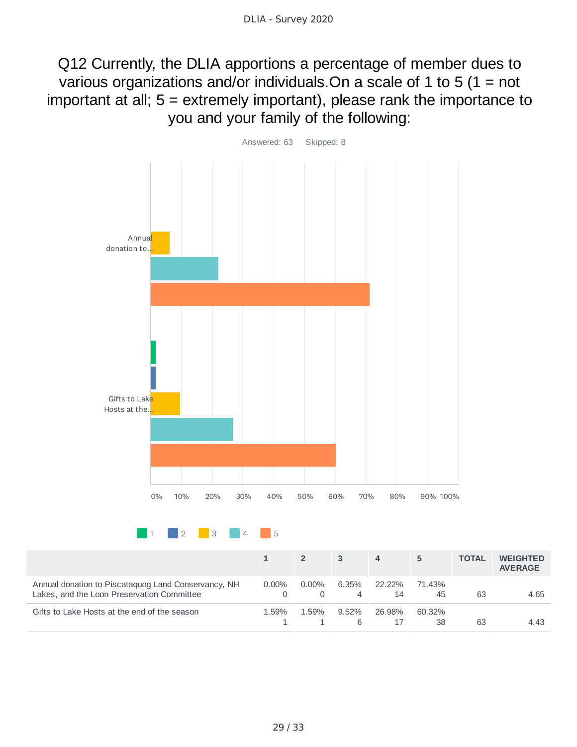# Q12 Currently, the DLIA apportions a percentage of member dues to various organizations and/or individuals.On a scale of 1 to 5 (1 = not important at all; 5 = extremely important), please rank the importance to you and your family of the following:

Answered: 63 Skipped: 8

| | 1 | 2 | 3 | 4 | 5 | TOTAL | WEIGHTED AVERAGE |
|---|---|---|---|---|---|---|---|
| Annual donation to Piscataquog Land Conservancy, NH Lakes, and the Loon Preservation Committee | 0.00% 0 | 0.00% 0 | 6.35% 4 | 22.22% 14 | 71.43% 45 | 63 | 4.65 |
| Gifts to Lake Hosts at the end of the season | 1.59% 1 | 1.59% 1 | 9.52% 6 | 26.98% 17 | 60.32% 38 | 63 | 4.43 |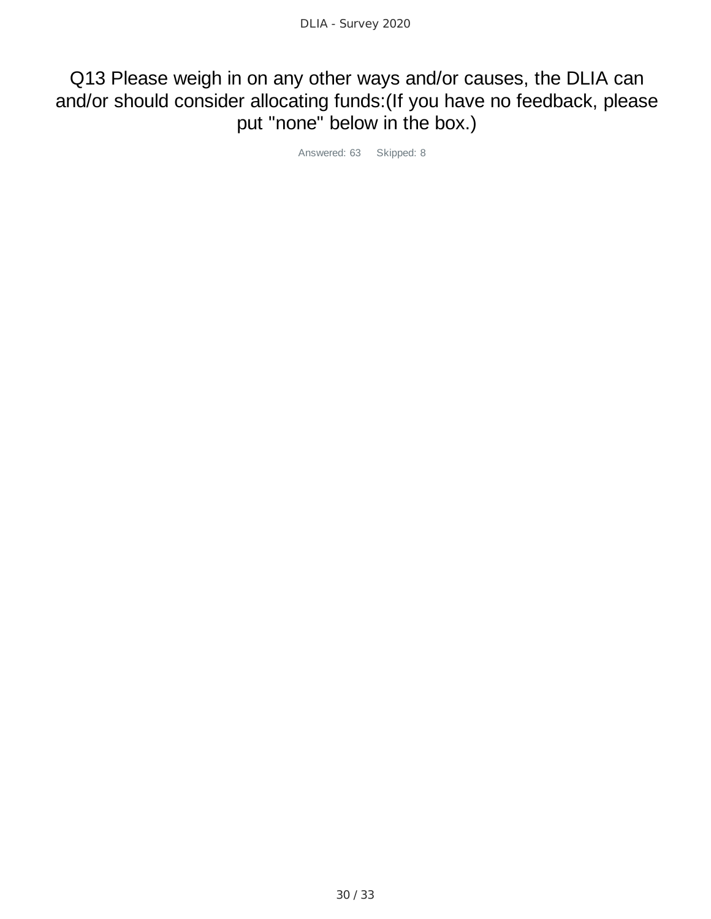# Q13 Please weigh in on any other ways and/or causes, the DLIA can and/or should consider allocating funds:(If you have no feedback, please put "none" below in the box.)

Answered: 63 Skipped: 8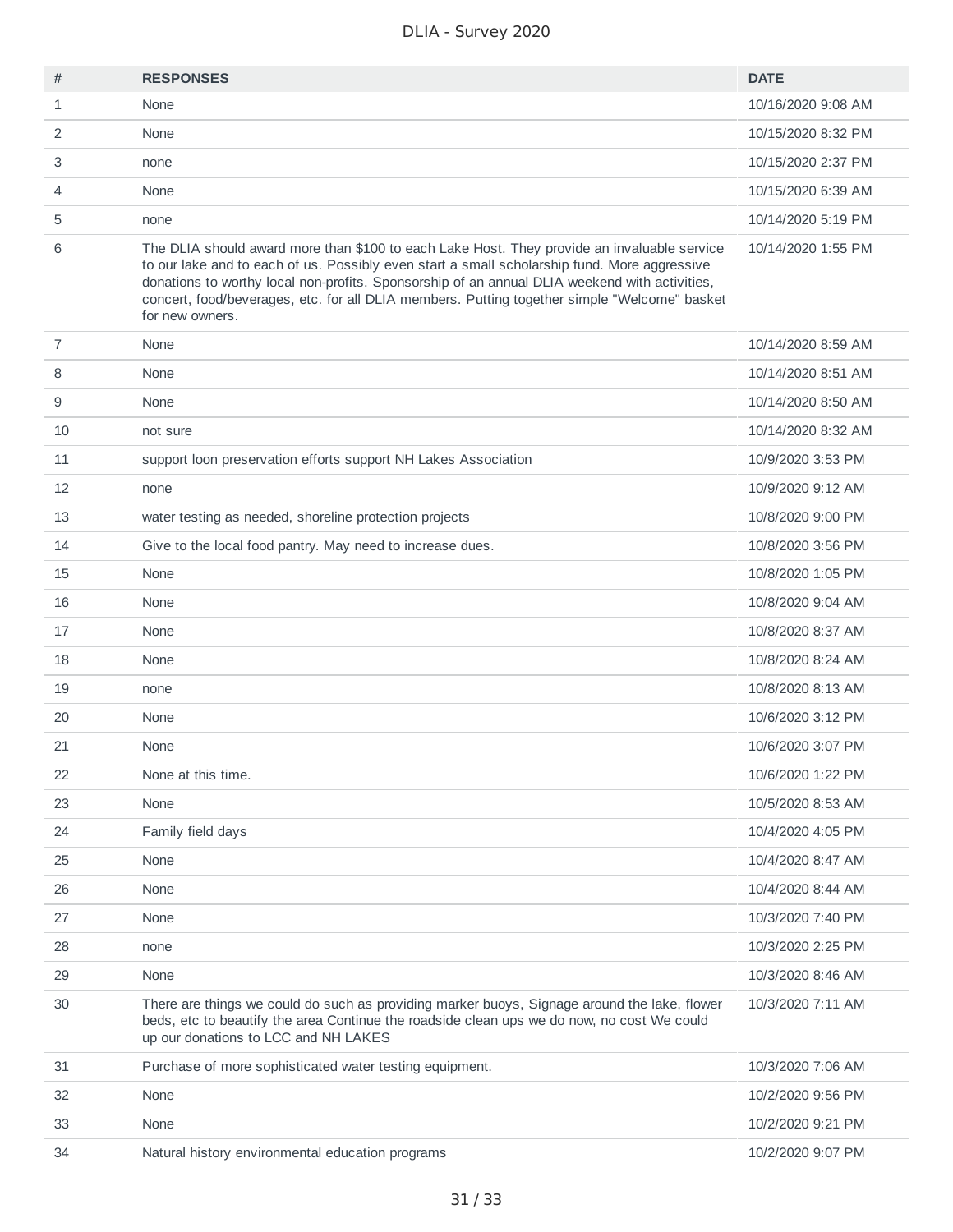| # | RESPONSES | DATE |
| --- | --- | --- |
| 1 | None | 10/16/2020 9:08 AM |
| 2 | None | 10/15/2020 8:32 PM |
| 3 | none | 10/15/2020 2:37 PM |
| 4 | None | 10/15/2020 6:39 AM |
| 5 | none | 10/14/2020 5:19 PM |
| 6 | The DLIA should award more than $100 to each Lake Host. They provide an invaluable service to our lake and to each of us. Possibly even start a small scholarship fund. More aggressive donations to worthy local non-profits. Sponsorship of an annual DLIA weekend with activities, concert, food/beverages, etc. for all DLIA members. Putting together simple "Welcome" basket for new owners. | 10/14/2020 1:55 PM |
| 7 | None | 10/14/2020 8:59 AM |
| 8 | None | 10/14/2020 8:51 AM |
| 9 | None | 10/14/2020 8:50 AM |
| 10 | not sure | 10/14/2020 8:32 AM |
| 11 | support loon preservation efforts support NH Lakes Association | 10/9/2020 3:53 PM |
| 12 | none | 10/9/2020 9:12 AM |
| 13 | water testing as needed, shoreline protection projects | 10/8/2020 9:00 PM |
| 14 | Give to the local food pantry. May need to increase dues. | 10/8/2020 3:56 PM |
| 15 | None | 10/8/2020 1:05 PM |
| 16 | None | 10/8/2020 9:04 AM |
| 17 | None | 10/8/2020 8:37 AM |
| 18 | None | 10/8/2020 8:24 AM |
| 19 | none | 10/8/2020 8:13 AM |
| 20 | None | 10/6/2020 3:12 PM |
| 21 | None | 10/6/2020 3:07 PM |
| 22 | None at this time. | 10/6/2020 1:22 PM |
| 23 | None | 10/5/2020 8:53 AM |
| 24 | Family field days | 10/4/2020 4:05 PM |
| 25 | None | 10/4/2020 8:47 AM |
| 26 | None | 10/4/2020 8:44 AM |
| 27 | None | 10/3/2020 7:40 PM |
| 28 | none | 10/3/2020 2:25 PM |
| 29 | None | 10/3/2020 8:46 AM |
| 30 | There are things we could do such as providing marker buoys, Signage around the lake, flower beds, etc to beautify the area Continue the roadside clean ups we do now, no cost We could up our donations to LCC and NH LAKES | 10/3/2020 7:11 AM |
| 31 | Purchase of more sophisticated water testing equipment. | 10/3/2020 7:06 AM |
| 32 | None | 10/2/2020 9:56 PM |
| 33 | None | 10/2/2020 9:21 PM |
| 34 | Natural history environmental education programs | 10/2/2020 9:07 PM |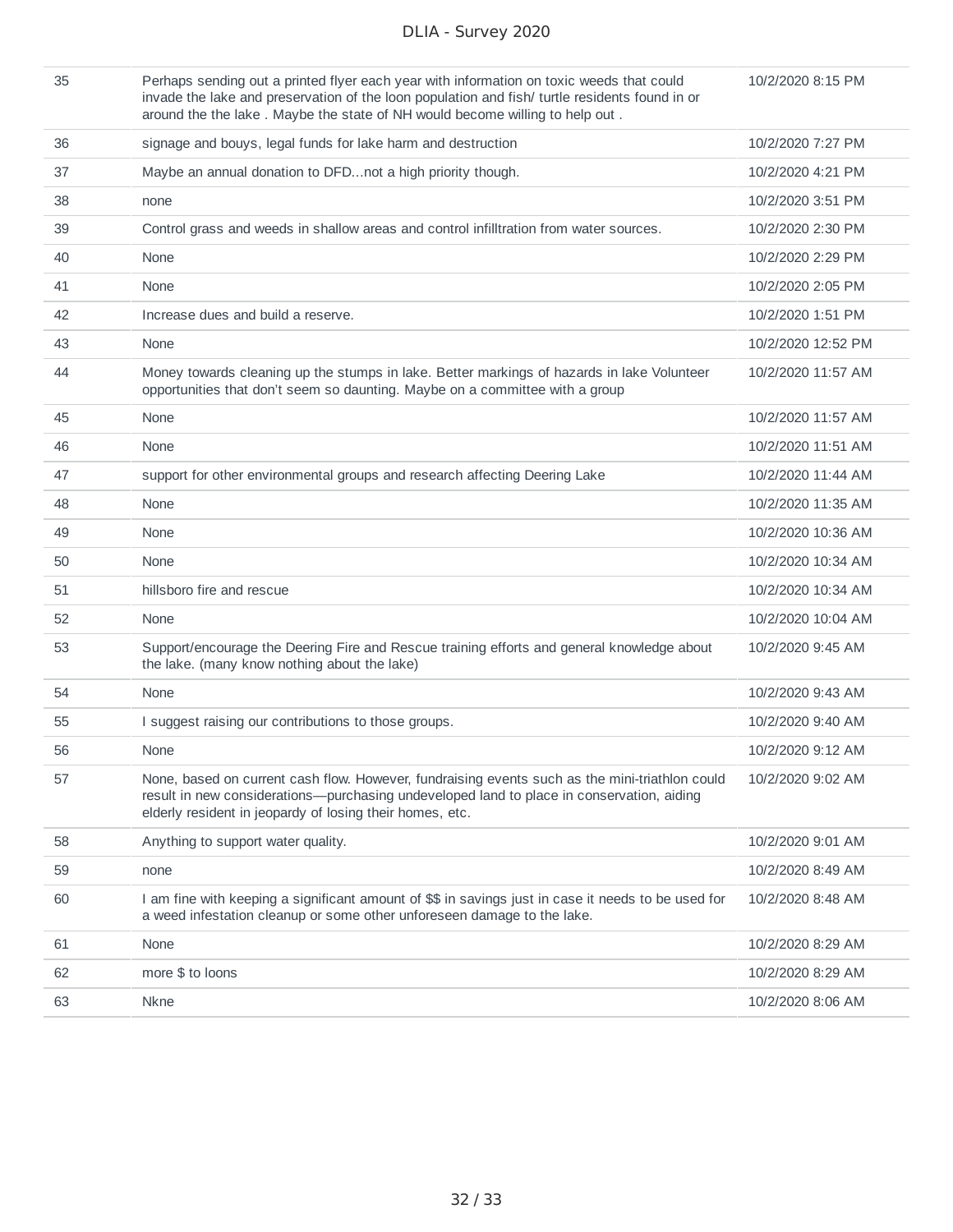| | | |
|---|---|---|
| 35 | Perhaps sending out a printed flyer each year with information on toxic weeds that could invade the lake and preservation of the loon population and fish/ turtle residents found in or around the the lake . Maybe the state of NH would become willing to help out . | 10/2/2020 8:15 PM |
| 36 | signage and bouys, legal funds for lake harm and destruction | 10/2/2020 7:27 PM |
| 37 | Maybe an annual donation to DFD...not a high priority though. | 10/2/2020 4:21 PM |
| 38 | none | 10/2/2020 3:51 PM |
| 39 | Control grass and weeds in shallow areas and control infilltration from water sources. | 10/2/2020 2:30 PM |
| 40 | None | 10/2/2020 2:29 PM |
| 41 | None | 10/2/2020 2:05 PM |
| 42 | Increase dues and build a reserve. | 10/2/2020 1:51 PM |
| 43 | None | 10/2/2020 12:52 PM |
| 44 | Money towards cleaning up the stumps in lake. Better markings of hazards in lake Volunteer opportunities that don't seem so daunting. Maybe on a committee with a group | 10/2/2020 11:57 AM |
| 45 | None | 10/2/2020 11:57 AM |
| 46 | None | 10/2/2020 11:51 AM |
| 47 | support for other environmental groups and research affecting Deering Lake | 10/2/2020 11:44 AM |
| 48 | None | 10/2/2020 11:35 AM |
| 49 | None | 10/2/2020 10:36 AM |
| 50 | None | 10/2/2020 10:34 AM |
| 51 | hillsboro fire and rescue | 10/2/2020 10:34 AM |
| 52 | None | 10/2/2020 10:04 AM |
| 53 | Support/encourage the Deering Fire and Rescue training efforts and general knowledge about the lake. (many know nothing about the lake) | 10/2/2020 9:45 AM |
| 54 | None | 10/2/2020 9:43 AM |
| 55 | I suggest raising our contributions to those groups. | 10/2/2020 9:40 AM |
| 56 | None | 10/2/2020 9:12 AM |
| 57 | None, based on current cash flow. However, fundraising events such as the mini-triathlon could result in new considerations—purchasing undeveloped land to place in conservation, aiding elderly resident in jeopardy of losing their homes, etc. | 10/2/2020 9:02 AM |
| 58 | Anything to support water quality. | 10/2/2020 9:01 AM |
| 59 | none | 10/2/2020 8:49 AM |
| 60 | I am fine with keeping a significant amount of $$ in savings just in case it needs to be used for a weed infestation cleanup or some other unforeseen damage to the lake. | 10/2/2020 8:48 AM |
| 61 | None | 10/2/2020 8:29 AM |
| 62 | more $ to loons | 10/2/2020 8:29 AM |
| 63 | Nkne | 10/2/2020 8:06 AM |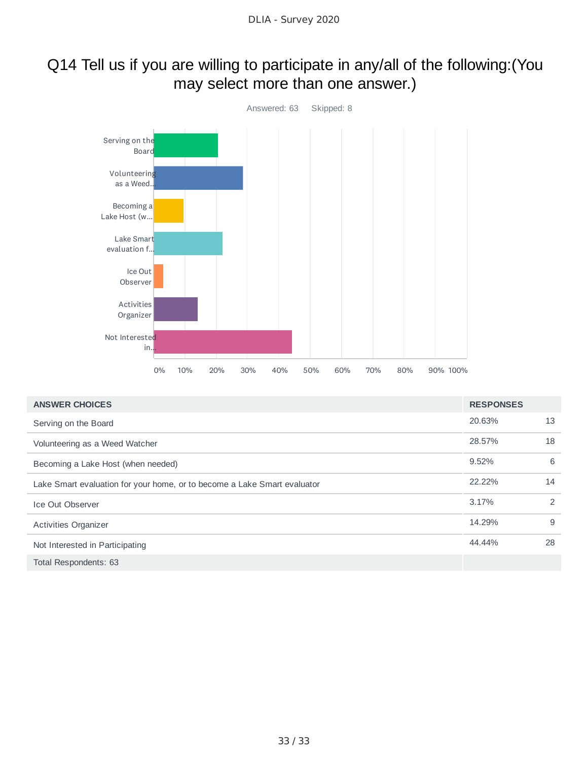# Q14 Tell us if you are willing to participate in any/all of the following:(You may select more than one answer.)

Answered: 63 Skipped: 8

Serving on the Board

Volunteering as a Weed...

Becoming a Lake Host (w...

Lake Smart evaluation f...

Ice Out Observer

Activities Organizer

Not Interested in...

0% 10% 20% 30% 40% 50% 60% 70% 80% 90% 100%

| ANSWER CHOICES | RESPONSES | |
|---|---|---|
| Serving on the Board | 20.63% | 13 |
| Volunteering as a Weed Watcher | 28.57% | 18 |
| Becoming a Lake Host (when needed) | 9.52% | 6 |
| Lake Smart evaluation for your home, or to become a Lake Smart evaluator | 22.22% | 14 |
| Ice Out Observer | 3.17% | 2 |
| Activities Organizer | 14.29% | 9 |
| Not Interested in Participating | 44.44% | 28 |
| Total Respondents: 63 | | |